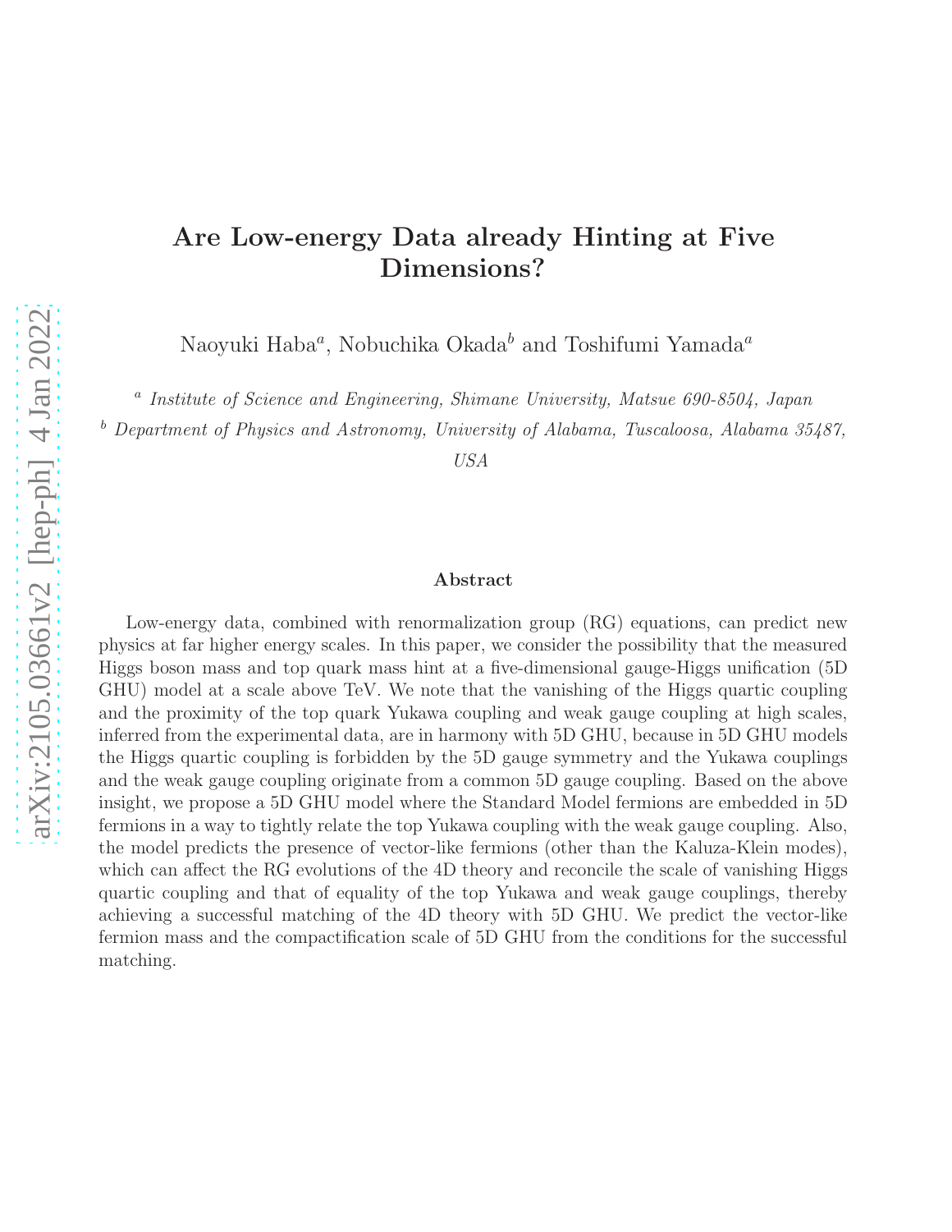# Are Low-energy Data already Hinting at Five Dimensions?

Naoyuki Haba[a], Nobuchika Okada[b] and Toshifumi Yamada[a]

[a] *Institute of Science and Engineering, Shimane University, Matsue 690-8504, Japan*

[b] *Department of Physics and Astronomy, University of Alabama, Tuscaloosa, Alabama 35487, USA*

## Abstract

Low-energy data, combined with renormalization group (RG) equations, can predict new physics at far higher energy scales. In this paper, we consider the possibility that the measured Higgs boson mass and top quark mass hint at a five-dimensional gauge-Higgs unification (5D GHU) model at a scale above TeV. We note that the vanishing of the Higgs quartic coupling and the proximity of the top quark Yukawa coupling and weak gauge coupling at high scales, inferred from the experimental data, are in harmony with 5D GHU, because in 5D GHU models the Higgs quartic coupling is forbidden by the 5D gauge symmetry and the Yukawa couplings and the weak gauge coupling originate from a common 5D gauge coupling. Based on the above insight, we propose a 5D GHU model where the Standard Model fermions are embedded in 5D fermions in a way to tightly relate the top Yukawa coupling with the weak gauge coupling. Also, the model predicts the presence of vector-like fermions (other than the Kaluza-Klein modes), which can affect the RG evolutions of the 4D theory and reconcile the scale of vanishing Higgs quartic coupling and that of equality of the top Yukawa and weak gauge couplings, thereby achieving a successful matching of the 4D theory with 5D GHU. We predict the vector-like fermion mass and the compactification scale of 5D GHU from the conditions for the successful matching.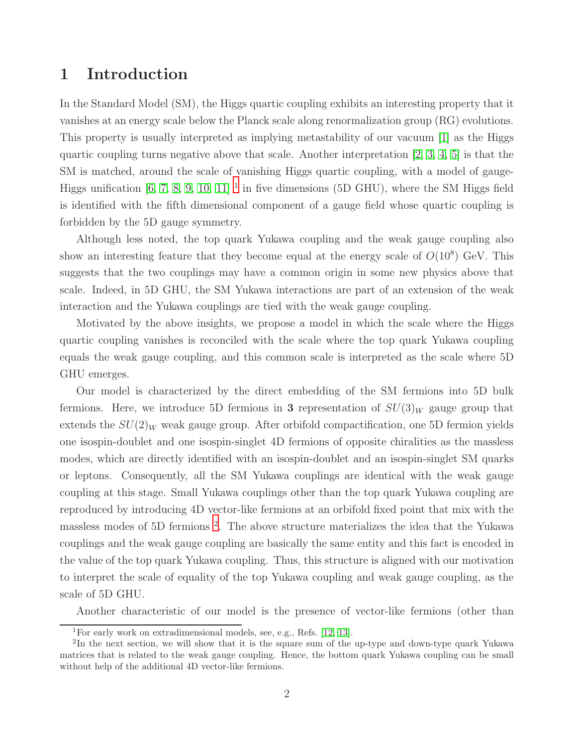# 1 Introduction

In the Standard Model (SM), the Higgs quartic coupling exhibits an interesting property that it vanishes at an energy scale below the Planck scale along renormalization group (RG) evolutions. This property is usually interpreted as implying metastability of our vacuum [1] as the Higgs quartic coupling turns negative above that scale. Another interpretation [2, 3, 4, 5] is that the SM is matched, around the scale of vanishing Higgs quartic coupling, with a model of gauge-Higgs unification [6, 7, 8, 9, 10, 11] [1] in five dimensions (5D GHU), where the SM Higgs field is identified with the fifth dimensional component of a gauge field whose quartic coupling is forbidden by the 5D gauge symmetry.

Although less noted, the top quark Yukawa coupling and the weak gauge coupling also show an interesting feature that they become equal at the energy scale of $O(10^8)$ GeV. This suggests that the two couplings may have a common origin in some new physics above that scale. Indeed, in 5D GHU, the SM Yukawa interactions are part of an extension of the weak interaction and the Yukawa couplings are tied with the weak gauge coupling.

Motivated by the above insights, we propose a model in which the scale where the Higgs quartic coupling vanishes is reconciled with the scale where the top quark Yukawa coupling equals the weak gauge coupling, and this common scale is interpreted as the scale where 5D GHU emerges.

Our model is characterized by the direct embedding of the SM fermions into 5D bulk fermions. Here, we introduce 5D fermions in **3** representation of $SU(3)_W$ gauge group that extends the $SU(2)_W$ weak gauge group. After orbifold compactification, one 5D fermion yields one isospin-doublet and one isospin-singlet 4D fermions of opposite chiralities as the massless modes, which are directly identified with an isospin-doublet and an isospin-singlet SM quarks or leptons. Consequently, all the SM Yukawa couplings are identical with the weak gauge coupling at this stage. Small Yukawa couplings other than the top quark Yukawa coupling are reproduced by introducing 4D vector-like fermions at an orbifold fixed point that mix with the massless modes of 5D fermions [2]. The above structure materializes the idea that the Yukawa couplings and the weak gauge coupling are basically the same entity and this fact is encoded in the value of the top quark Yukawa coupling. Thus, this structure is aligned with our motivation to interpret the scale of equality of the top Yukawa coupling and weak gauge coupling, as the scale of 5D GHU.

Another characteristic of our model is the presence of vector-like fermions (other than

[1] For early work on extradimensional models, see, e.g., Refs. [12, 13].

[2] In the next section, we will show that it is the square sum of the up-type and down-type quark Yukawa matrices that is related to the weak gauge coupling. Hence, the bottom quark Yukawa coupling can be small without help of the additional 4D vector-like fermions.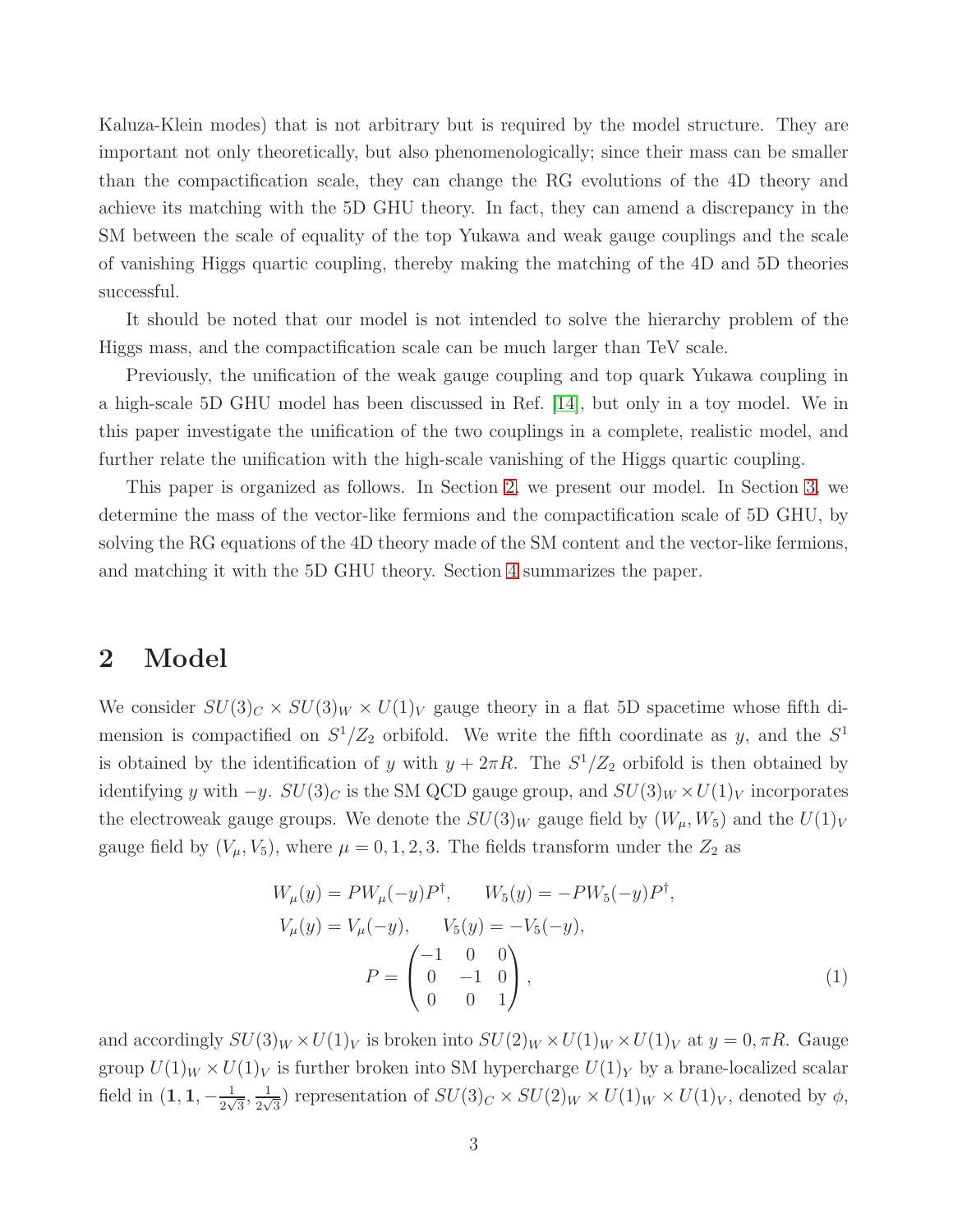Kaluza-Klein modes) that is not arbitrary but is required by the model structure. They are important not only theoretically, but also phenomenologically; since their mass can be smaller than the compactification scale, they can change the RG evolutions of the 4D theory and achieve its matching with the 5D GHU theory. In fact, they can amend a discrepancy in the SM between the scale of equality of the top Yukawa and weak gauge couplings and the scale of vanishing Higgs quartic coupling, thereby making the matching of the 4D and 5D theories successful.

It should be noted that our model is not intended to solve the hierarchy problem of the Higgs mass, and the compactification scale can be much larger than TeV scale.

Previously, the unification of the weak gauge coupling and top quark Yukawa coupling in a high-scale 5D GHU model has been discussed in Ref. [14], but only in a toy model. We in this paper investigate the unification of the two couplings in a complete, realistic model, and further relate the unification with the high-scale vanishing of the Higgs quartic coupling.

This paper is organized as follows. In Section 2, we present our model. In Section 3, we determine the mass of the vector-like fermions and the compactification scale of 5D GHU, by solving the RG equations of the 4D theory made of the SM content and the vector-like fermions, and matching it with the 5D GHU theory. Section 4 summarizes the paper.

## 2 Model

We consider $SU(3)_C \times SU(3)_W \times U(1)_V$ gauge theory in a flat 5D spacetime whose fifth dimension is compactified on $S^1/Z_2$ orbifold. We write the fifth coordinate as $y$, and the $S^1$ is obtained by the identification of $y$ with $y + 2\pi R$. The $S^1/Z_2$ orbifold is then obtained by identifying $y$ with $-y$. $SU(3)_C$ is the SM QCD gauge group, and $SU(3)_W \times U(1)_V$ incorporates the electroweak gauge groups. We denote the $SU(3)_W$ gauge field by $(W_\mu, W_5)$ and the $U(1)_V$ gauge field by $(V_\mu, V_5)$, where $\mu = 0, 1, 2, 3$. The fields transform under the $Z_2$ as

$$
\begin{aligned}
&W_\mu(y) = P W_\mu(-y) P^\dagger, \qquad W_5(y) = -P W_5(-y) P^\dagger, \\
&V_\mu(y) = V_\mu(-y), \qquad V_5(y) = -V_5(-y), \\
&P = \begin{pmatrix} -1 & 0 & 0 \\ 0 & -1 & 0 \\ 0 & 0 & 1 \end{pmatrix},
\end{aligned} \tag{1}
$$

and accordingly $SU(3)_W \times U(1)_V$ is broken into $SU(2)_W \times U(1)_W \times U(1)_V$ at $y = 0, \pi R$. Gauge group $U(1)_W \times U(1)_V$ is further broken into SM hypercharge $U(1)_Y$ by a brane-localized scalar field in $(\mathbf{1}, \mathbf{1}, -\frac{1}{2\sqrt{3}}, \frac{1}{2\sqrt{3}})$ representation of $SU(3)_C \times SU(2)_W \times U(1)_W \times U(1)_V$, denoted by $\phi$,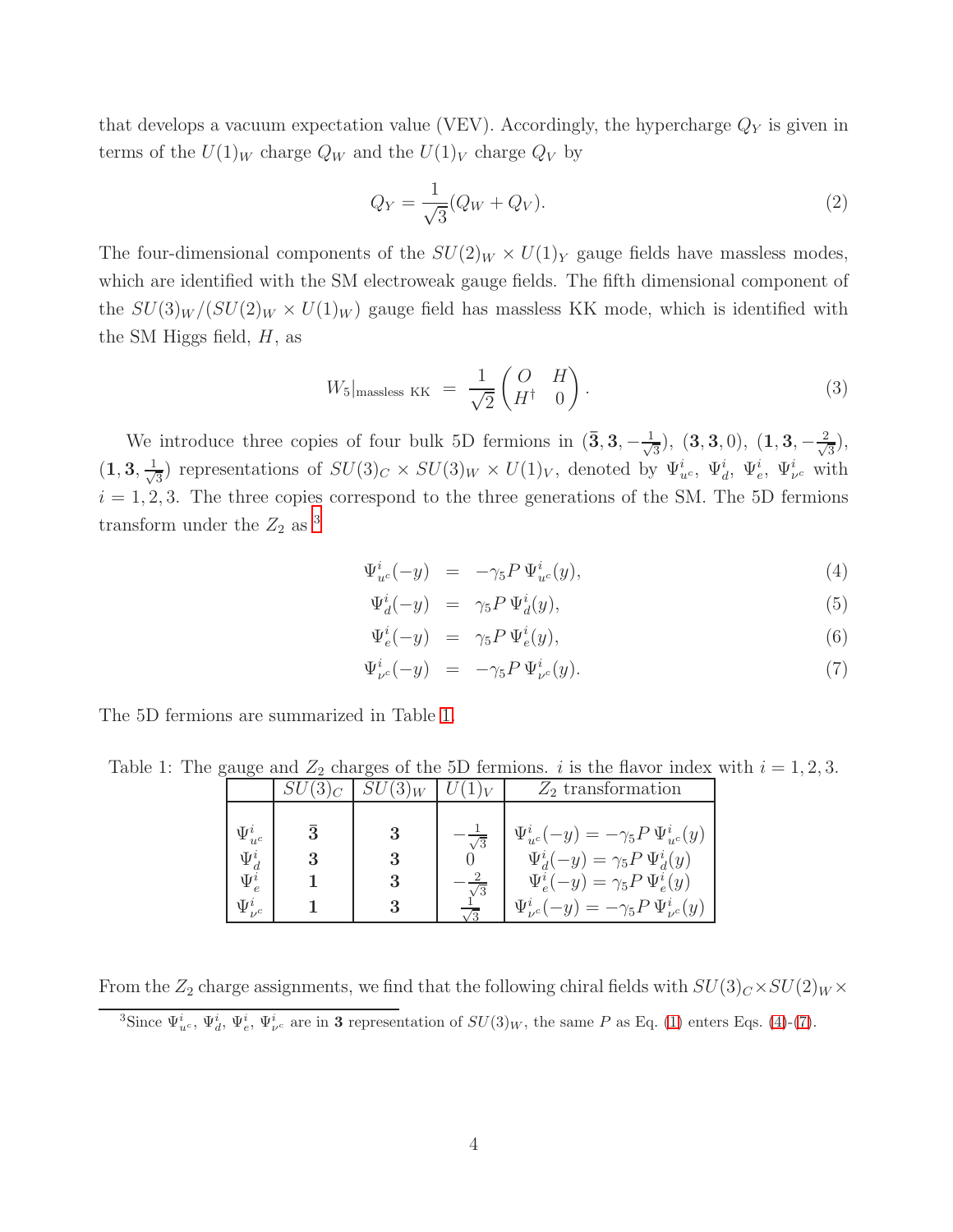that develops a vacuum expectation value (VEV). Accordingly, the hypercharge $Q_Y$ is given in terms of the $U(1)_W$ charge $Q_W$ and the $U(1)_V$ charge $Q_V$ by

$$
Q_Y = \frac{1}{\sqrt{3}}(Q_W + Q_V). \tag{2}
$$

The four-dimensional components of the $SU(2)_W \times U(1)_Y$ gauge fields have massless modes, which are identified with the SM electroweak gauge fields. The fifth dimensional component of the $SU(3)_W/(SU(2)_W \times U(1)_W)$ gauge field has massless KK mode, which is identified with the SM Higgs field, $H$, as

$$
W_5|_{\text{massless KK}} = \frac{1}{\sqrt{2}} \begin{pmatrix} O & H \\ H^\dagger & 0 \end{pmatrix}. \tag{3}
$$

We introduce three copies of four bulk 5D fermions in $(\bar{\mathbf{3}}, \mathbf{3}, -\frac{1}{\sqrt{3}})$, $(\mathbf{3}, \mathbf{3}, 0)$, $(\mathbf{1}, \mathbf{3}, -\frac{2}{\sqrt{3}})$, $(\mathbf{1}, \mathbf{3}, \frac{1}{\sqrt{3}})$ representations of $SU(3)_C \times SU(3)_W \times U(1)_V$, denoted by $\Psi^i_{u^c}$, $\Psi^i_d$, $\Psi^i_e$, $\Psi^i_{\nu^c}$ with $i = 1, 2, 3$. The three copies correspond to the three generations of the SM. The 5D fermions transform under the $Z_2$ as [3]

$$
\begin{aligned}
\Psi^i_{u^c}(-y) &= -\gamma_5 P \, \Psi^i_{u^c}(y), & (4) \\
\Psi^i_d(-y) &= \gamma_5 P \, \Psi^i_d(y), & (5) \\
\Psi^i_e(-y) &= \gamma_5 P \, \Psi^i_e(y), & (6) \\
\Psi^i_{\nu^c}(-y) &= -\gamma_5 P \, \Psi^i_{\nu^c}(y). & (7)
\end{aligned}
$$

The 5D fermions are summarized in Table 1.

Table 1: The gauge and $Z_2$ charges of the 5D fermions. $i$ is the flavor index with $i = 1, 2, 3$.

| | $SU(3)_C$ | $SU(3)_W$ | $U(1)_V$ | $Z_2$ transformation |
|---|---|---|---|---|
| $\Psi^i_{u^c}$ | $\bar{\mathbf{3}}$ | $\mathbf{3}$ | $-\frac{1}{\sqrt{3}}$ | $\Psi^i_{u^c}(-y) = -\gamma_5 P \, \Psi^i_{u^c}(y)$ |
| $\Psi^i_d$ | $\mathbf{3}$ | $\mathbf{3}$ | $0$ | $\Psi^i_d(-y) = \gamma_5 P \, \Psi^i_d(y)$ |
| $\Psi^i_e$ | $\mathbf{1}$ | $\mathbf{3}$ | $-\frac{2}{\sqrt{3}}$ | $\Psi^i_e(-y) = \gamma_5 P \, \Psi^i_e(y)$ |
| $\Psi^i_{\nu^c}$ | $\mathbf{1}$ | $\mathbf{3}$ | $\frac{1}{\sqrt{3}}$ | $\Psi^i_{\nu^c}(-y) = -\gamma_5 P \, \Psi^i_{\nu^c}(y)$ |

From the $Z_2$ charge assignments, we find that the following chiral fields with $SU(3)_C \times SU(2)_W \times$

[3] Since $\Psi^i_{u^c}$, $\Psi^i_d$, $\Psi^i_e$, $\Psi^i_{\nu^c}$ are in $\mathbf{3}$ representation of $SU(3)_W$, the same $P$ as Eq. (1) enters Eqs. (4)-(7).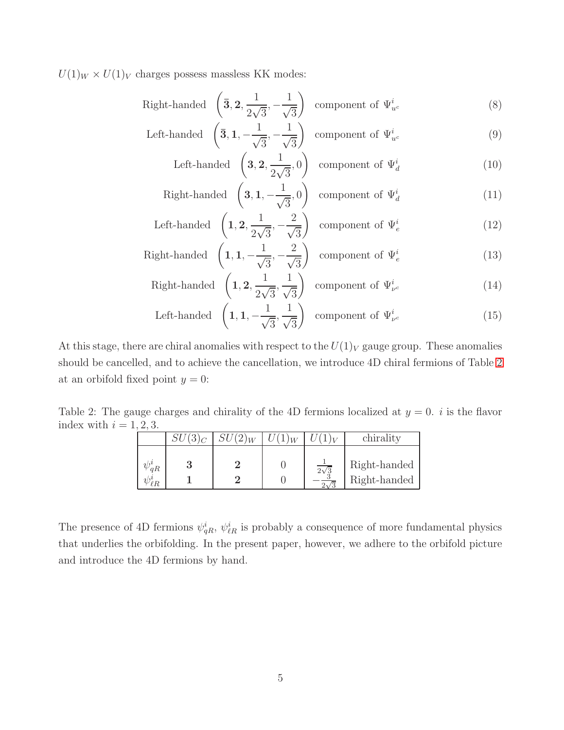$U(1)_W \times U(1)_V$ charges possess massless KK modes:

$$\text{Right-handed} \quad \left(\bar{\mathbf{3}}, \mathbf{2}, \frac{1}{2\sqrt{3}}, -\frac{1}{\sqrt{3}}\right) \quad \text{component of } \Psi^i_{u^c} \tag{8}$$

$$\text{Left-handed} \quad \left(\bar{\mathbf{3}}, \mathbf{1}, -\frac{1}{\sqrt{3}}, -\frac{1}{\sqrt{3}}\right) \quad \text{component of } \Psi^i_{u^c} \tag{9}$$

$$\text{Left-handed} \quad \left(\mathbf{3}, \mathbf{2}, \frac{1}{2\sqrt{3}}, 0\right) \quad \text{component of } \Psi^i_{d} \tag{10}$$

$$\text{Right-handed} \quad \left(\mathbf{3}, \mathbf{1}, -\frac{1}{\sqrt{3}}, 0\right) \quad \text{component of } \Psi^i_{d} \tag{11}$$

$$\text{Left-handed} \quad \left(\mathbf{1}, \mathbf{2}, \frac{1}{2\sqrt{3}}, -\frac{2}{\sqrt{3}}\right) \quad \text{component of } \Psi^i_{e} \tag{12}$$

$$\text{Right-handed} \quad \left(\mathbf{1}, \mathbf{1}, -\frac{1}{\sqrt{3}}, -\frac{2}{\sqrt{3}}\right) \quad \text{component of } \Psi^i_{e} \tag{13}$$

$$\text{Right-handed} \quad \left(\mathbf{1}, \mathbf{2}, \frac{1}{2\sqrt{3}}, \frac{1}{\sqrt{3}}\right) \quad \text{component of } \Psi^i_{\nu^c} \tag{14}$$

$$\text{Left-handed} \quad \left(\mathbf{1}, \mathbf{1}, -\frac{1}{\sqrt{3}}, \frac{1}{\sqrt{3}}\right) \quad \text{component of } \Psi^i_{\nu^c} \tag{15}$$

At this stage, there are chiral anomalies with respect to the $U(1)_V$ gauge group. These anomalies should be cancelled, and to achieve the cancellation, we introduce 4D chiral fermions of Table 2 at an orbifold fixed point $y = 0$:

Table 2: The gauge charges and chirality of the 4D fermions localized at $y = 0$. $i$ is the flavor index with $i = 1, 2, 3$.

| | $SU(3)_C$ | $SU(2)_W$ | $U(1)_W$ | $U(1)_V$ | chirality |
|---|---|---|---|---|---|
| $\psi^i_{qR}$ | $\mathbf{3}$ | $\mathbf{2}$ | 0 | $\frac{1}{2\sqrt{3}}$ | Right-handed |
| $\psi^i_{\ell R}$ | $\mathbf{1}$ | $\mathbf{2}$ | 0 | $-\frac{3}{2\sqrt{3}}$ | Right-handed |

The presence of 4D fermions $\psi^i_{qR}$, $\psi^i_{\ell R}$ is probably a consequence of more fundamental physics that underlies the orbifolding. In the present paper, however, we adhere to the orbifold picture and introduce the 4D fermions by hand.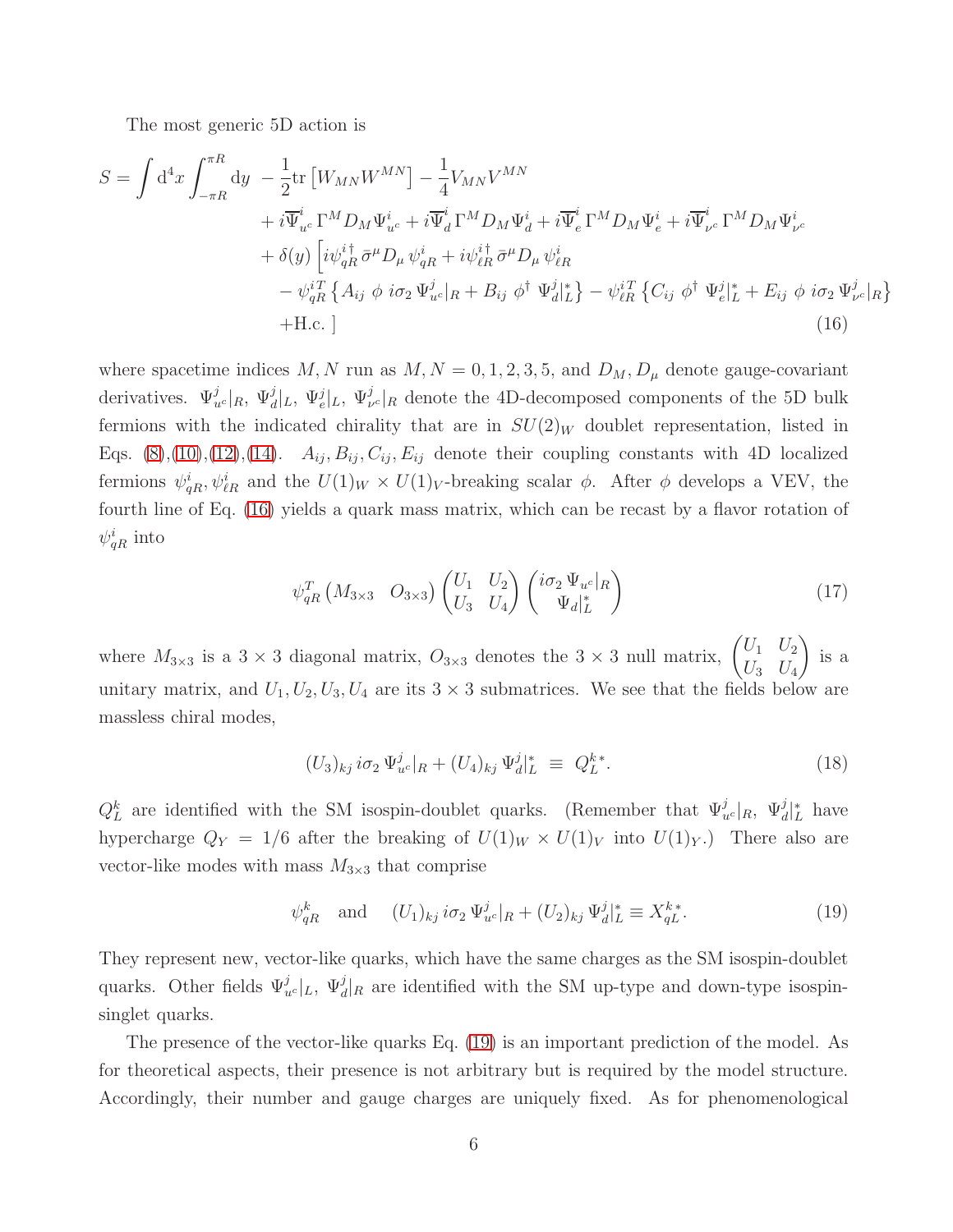The most generic 5D action is

$$
\begin{aligned}
S = \int \mathrm{d}^4x \int_{-\pi R}^{\pi R} \mathrm{d}y \ \ & -\frac{1}{2}\mathrm{tr}\left[W_{MN}W^{MN}\right] - \frac{1}{4}V_{MN}V^{MN} \\
& + i\overline{\Psi}^i_{u^c}\,\Gamma^M D_M \Psi^i_{u^c} + i\overline{\Psi}^i_d\,\Gamma^M D_M \Psi^i_d + i\overline{\Psi}^i_e\,\Gamma^M D_M \Psi^i_e + i\overline{\Psi}^i_{\nu^c}\,\Gamma^M D_M \Psi^i_{\nu^c} \\
& + \delta(y)\left[ i\psi^{i\,\dagger}_{qR}\,\bar{\sigma}^\mu D_\mu\,\psi^i_{qR} + i\psi^{i\,\dagger}_{\ell R}\,\bar{\sigma}^\mu D_\mu\,\psi^i_{\ell R} \right. \\
& \quad - \psi^{i\,T}_{qR}\left\{A_{ij}\ \phi\ i\sigma_2\,\Psi^j_{u^c}|_R + B_{ij}\ \phi^\dagger\ \Psi^j_d|^*_L\right\} - \psi^{i\,T}_{\ell R}\left\{C_{ij}\ \phi^\dagger\ \Psi^j_e|^*_L + E_{ij}\ \phi\ i\sigma_2\,\Psi^j_{\nu^c}|_R\right\} \\
& \quad \left. +\mathrm{H.c.}\ \right]
\end{aligned} \tag{16}
$$

where spacetime indices $M,N$ run as $M,N = 0,1,2,3,5$, and $D_M, D_\mu$ denote gauge-covariant derivatives. $\Psi^j_{u^c}|_R$, $\Psi^j_d|_L$, $\Psi^j_e|_L$, $\Psi^j_{\nu^c}|_R$ denote the 4D-decomposed components of the 5D bulk fermions with the indicated chirality that are in $SU(2)_W$ doublet representation, listed in Eqs. (8),(10),(12),(14). $A_{ij}, B_{ij}, C_{ij}, E_{ij}$ denote their coupling constants with 4D localized fermions $\psi^i_{qR}, \psi^i_{\ell R}$ and the $U(1)_W \times U(1)_V$-breaking scalar $\phi$. After $\phi$ develops a VEV, the fourth line of Eq. (16) yields a quark mass matrix, which can be recast by a flavor rotation of $\psi^i_{qR}$ into

$$
\psi^T_{qR}\begin{pmatrix} M_{3\times3} & O_{3\times3}\end{pmatrix}\begin{pmatrix} U_1 & U_2 \\ U_3 & U_4 \end{pmatrix}\begin{pmatrix} i\sigma_2\,\Psi_{u^c}|_R \\ \Psi_d|^*_L \end{pmatrix} \tag{17}
$$

where $M_{3\times3}$ is a $3\times3$ diagonal matrix, $O_{3\times3}$ denotes the $3\times3$ null matrix, $\begin{pmatrix} U_1 & U_2 \\ U_3 & U_4 \end{pmatrix}$ is a unitary matrix, and $U_1, U_2, U_3, U_4$ are its $3\times3$ submatrices. We see that the fields below are massless chiral modes,

$$
(U_3)_{kj}\, i\sigma_2\,\Psi^j_{u^c}|_R + (U_4)_{kj}\,\Psi^j_d|^*_L \ \equiv\ Q^{k\,*}_L. \tag{18}
$$

$Q^k_L$ are identified with the SM isospin-doublet quarks. (Remember that $\Psi^j_{u^c}|_R$, $\Psi^j_d|^*_L$ have hypercharge $Q_Y = 1/6$ after the breaking of $U(1)_W \times U(1)_V$ into $U(1)_Y$.) There also are vector-like modes with mass $M_{3\times3}$ that comprise

$$
\psi^k_{qR} \quad \text{and} \quad (U_1)_{kj}\, i\sigma_2\,\Psi^j_{u^c}|_R + (U_2)_{kj}\,\Psi^j_d|^*_L \equiv X^{k\,*}_{qL}. \tag{19}
$$

They represent new, vector-like quarks, which have the same charges as the SM isospin-doublet quarks. Other fields $\Psi^j_{u^c}|_L$, $\Psi^j_d|_R$ are identified with the SM up-type and down-type isospin-singlet quarks.

The presence of the vector-like quarks Eq. (19) is an important prediction of the model. As for theoretical aspects, their presence is not arbitrary but is required by the model structure. Accordingly, their number and gauge charges are uniquely fixed. As for phenomenological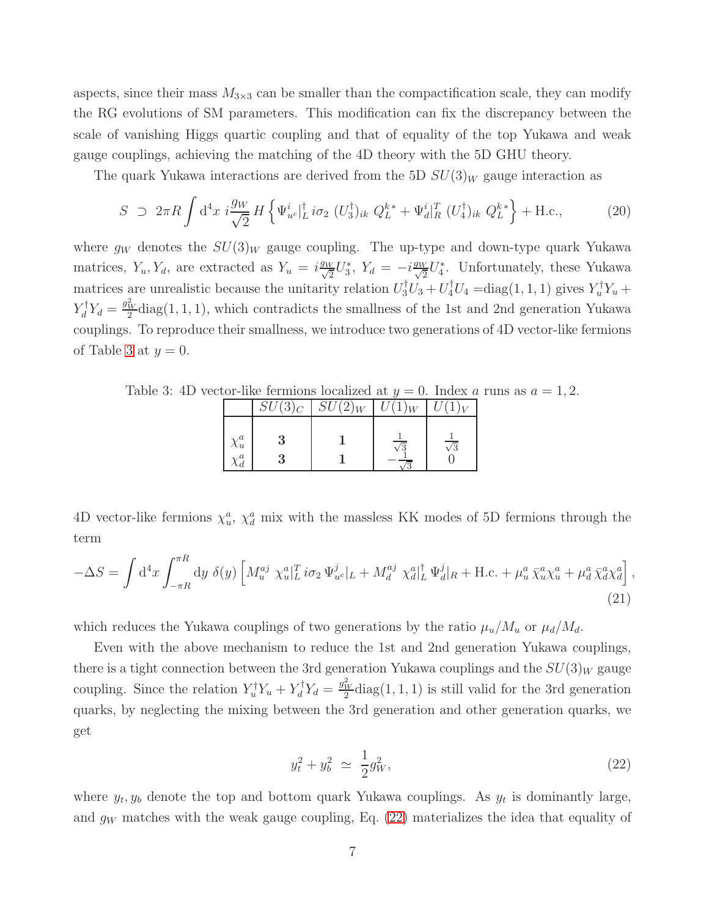aspects, since their mass $M_{3\times 3}$ can be smaller than the compactification scale, they can modify the RG evolutions of SM parameters. This modification can fix the discrepancy between the scale of vanishing Higgs quartic coupling and that of equality of the top Yukawa and weak gauge couplings, achieving the matching of the 4D theory with the 5D GHU theory.

The quark Yukawa interactions are derived from the 5D $SU(3)_W$ gauge interaction as

$$S \supset 2\pi R \int \mathrm{d}^4x \, i\frac{g_W}{\sqrt{2}} H \left\{ \Psi^i_{u^c}|^\dagger_L \, i\sigma_2 \, (U_3^\dagger)_{ik} \, Q_L^{k\,*} + \Psi^i_d|^T_R \, (U_4^\dagger)_{ik} \, Q_L^{k\,*} \right\} + \text{H.c.}, \tag{20}$$

where $g_W$ denotes the $SU(3)_W$ gauge coupling. The up-type and down-type quark Yukawa matrices, $Y_u, Y_d$, are extracted as $Y_u = i\frac{g_W}{\sqrt{2}}U_3^*$, $Y_d = -i\frac{g_W}{\sqrt{2}}U_4^*$. Unfortunately, these Yukawa matrices are unrealistic because the unitarity relation $U_3^\dagger U_3 + U_4^\dagger U_4 = $diag$(1,1,1)$ gives $Y_u^\dagger Y_u + Y_d^\dagger Y_d = \frac{g_W^2}{2}$diag$(1,1,1)$, which contradicts the smallness of the 1st and 2nd generation Yukawa couplings. To reproduce their smallness, we introduce two generations of 4D vector-like fermions of Table 3 at $y = 0$.

Table 3: 4D vector-like fermions localized at $y = 0$. Index $a$ runs as $a = 1, 2$.

| | $SU(3)_C$ | $SU(2)_W$ | $U(1)_W$ | $U(1)_V$ |
|---|---|---|---|---|
| $\chi_u^a$ | **3** | **1** | $\frac{1}{\sqrt{3}}$ | $\frac{1}{\sqrt{3}}$ |
| $\chi_d^a$ | **3** | **1** | $-\frac{1}{\sqrt{3}}$ | $0$ |

4D vector-like fermions $\chi_u^a$, $\chi_d^a$ mix with the massless KK modes of 5D fermions through the term

$$-\Delta S = \int \mathrm{d}^4x \int_{-\pi R}^{\pi R} \mathrm{d}y \; \delta(y) \left[ M_u^{aj} \; \chi_u^a|^T_L \, i\sigma_2 \, \Psi^j_{u^c}|_L + M_d^{aj} \; \chi_d^a|^\dagger_L \, \Psi^j_d|_R + \text{H.c.} + \mu_u^a \, \bar{\chi}_u^a \chi_u^a + \mu_d^a \, \bar{\chi}_d^a \chi_d^a \right], \tag{21}$$

which reduces the Yukawa couplings of two generations by the ratio $\mu_u/M_u$ or $\mu_d/M_d$.

Even with the above mechanism to reduce the 1st and 2nd generation Yukawa couplings, there is a tight connection between the 3rd generation Yukawa couplings and the $SU(3)_W$ gauge coupling. Since the relation $Y_u^\dagger Y_u + Y_d^\dagger Y_d = \frac{g_W^2}{2}$diag$(1,1,1)$ is still valid for the 3rd generation quarks, by neglecting the mixing between the 3rd generation and other generation quarks, we get

$$y_t^2 + y_b^2 \simeq \frac{1}{2} g_W^2, \tag{22}$$

where $y_t, y_b$ denote the top and bottom quark Yukawa couplings. As $y_t$ is dominantly large, and $g_W$ matches with the weak gauge coupling, Eq. (22) materializes the idea that equality of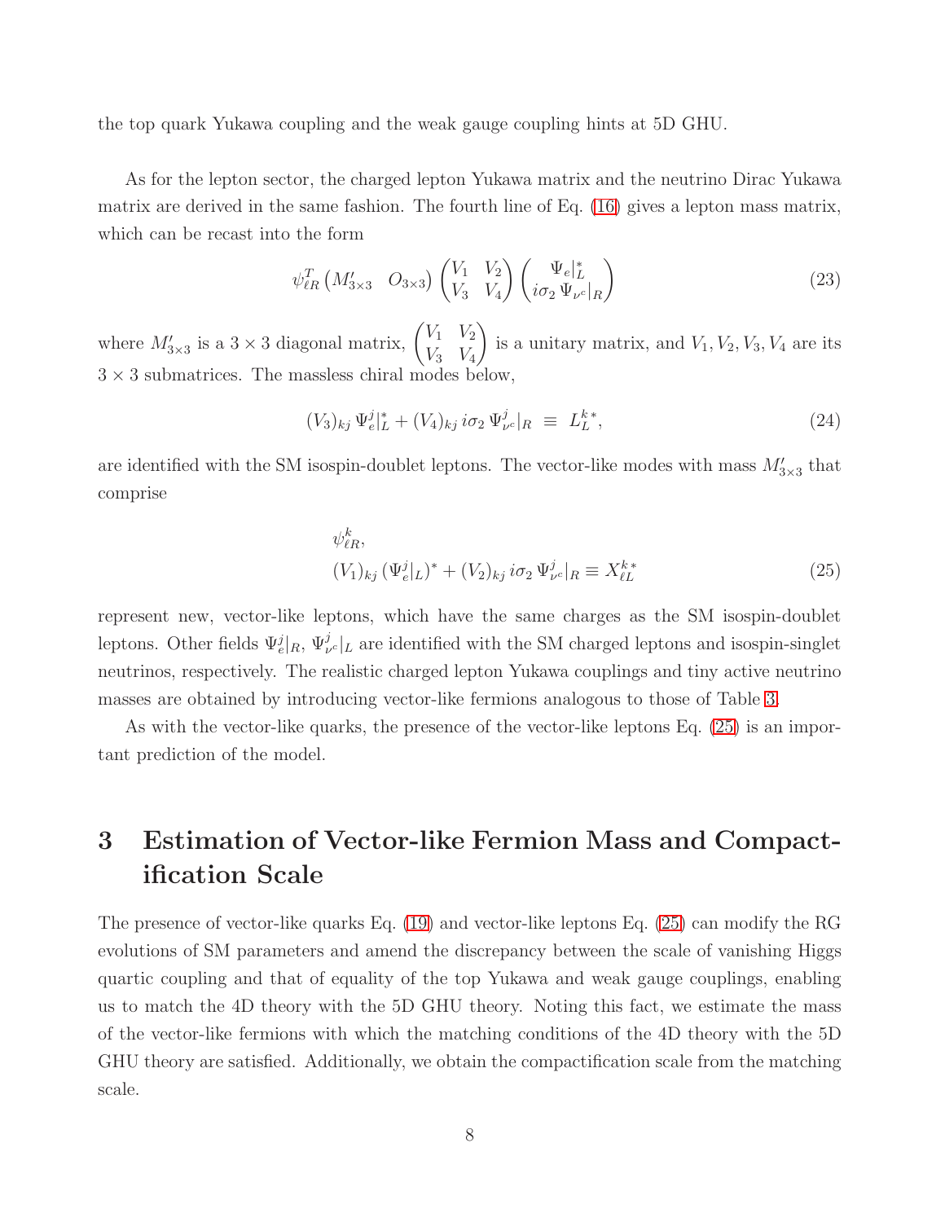the top quark Yukawa coupling and the weak gauge coupling hints at 5D GHU.

As for the lepton sector, the charged lepton Yukawa matrix and the neutrino Dirac Yukawa matrix are derived in the same fashion. The fourth line of Eq. (16) gives a lepton mass matrix, which can be recast into the form

$$\psi_{\ell R}^T \begin{pmatrix} M'_{3\times 3} & O_{3\times 3} \end{pmatrix} \begin{pmatrix} V_1 & V_2 \\ V_3 & V_4 \end{pmatrix} \begin{pmatrix} \Psi_e|_L^* \\ i\sigma_2 \, \Psi_{\nu^c}|_R \end{pmatrix} \tag{23}$$

where $M'_{3\times 3}$ is a $3\times 3$ diagonal matrix, $\begin{pmatrix} V_1 & V_2 \\ V_3 & V_4 \end{pmatrix}$ is a unitary matrix, and $V_1, V_2, V_3, V_4$ are its $3\times 3$ submatrices. The massless chiral modes below,

$$(V_3)_{kj} \, \Psi_e^j|_L^* + (V_4)_{kj} \, i\sigma_2 \, \Psi_{\nu^c}^j|_R \;\equiv\; L_L^{k\,*}, \tag{24}$$

are identified with the SM isospin-doublet leptons. The vector-like modes with mass $M'_{3\times 3}$ that comprise

$$\begin{aligned} &\psi_{\ell R}^k, \\ &(V_1)_{kj} \, (\Psi_e^j|_L)^* + (V_2)_{kj} \, i\sigma_2 \, \Psi_{\nu^c}^j|_R \equiv X_{\ell L}^{k\,*} \end{aligned} \tag{25}$$

represent new, vector-like leptons, which have the same charges as the SM isospin-doublet leptons. Other fields $\Psi_e^j|_R$, $\Psi_{\nu^c}^j|_L$ are identified with the SM charged leptons and isospin-singlet neutrinos, respectively. The realistic charged lepton Yukawa couplings and tiny active neutrino masses are obtained by introducing vector-like fermions analogous to those of Table 3.

As with the vector-like quarks, the presence of the vector-like leptons Eq. (25) is an important prediction of the model.

# 3 Estimation of Vector-like Fermion Mass and Compactification Scale

The presence of vector-like quarks Eq. (19) and vector-like leptons Eq. (25) can modify the RG evolutions of SM parameters and amend the discrepancy between the scale of vanishing Higgs quartic coupling and that of equality of the top Yukawa and weak gauge couplings, enabling us to match the 4D theory with the 5D GHU theory. Noting this fact, we estimate the mass of the vector-like fermions with which the matching conditions of the 4D theory with the 5D GHU theory are satisfied. Additionally, we obtain the compactification scale from the matching scale.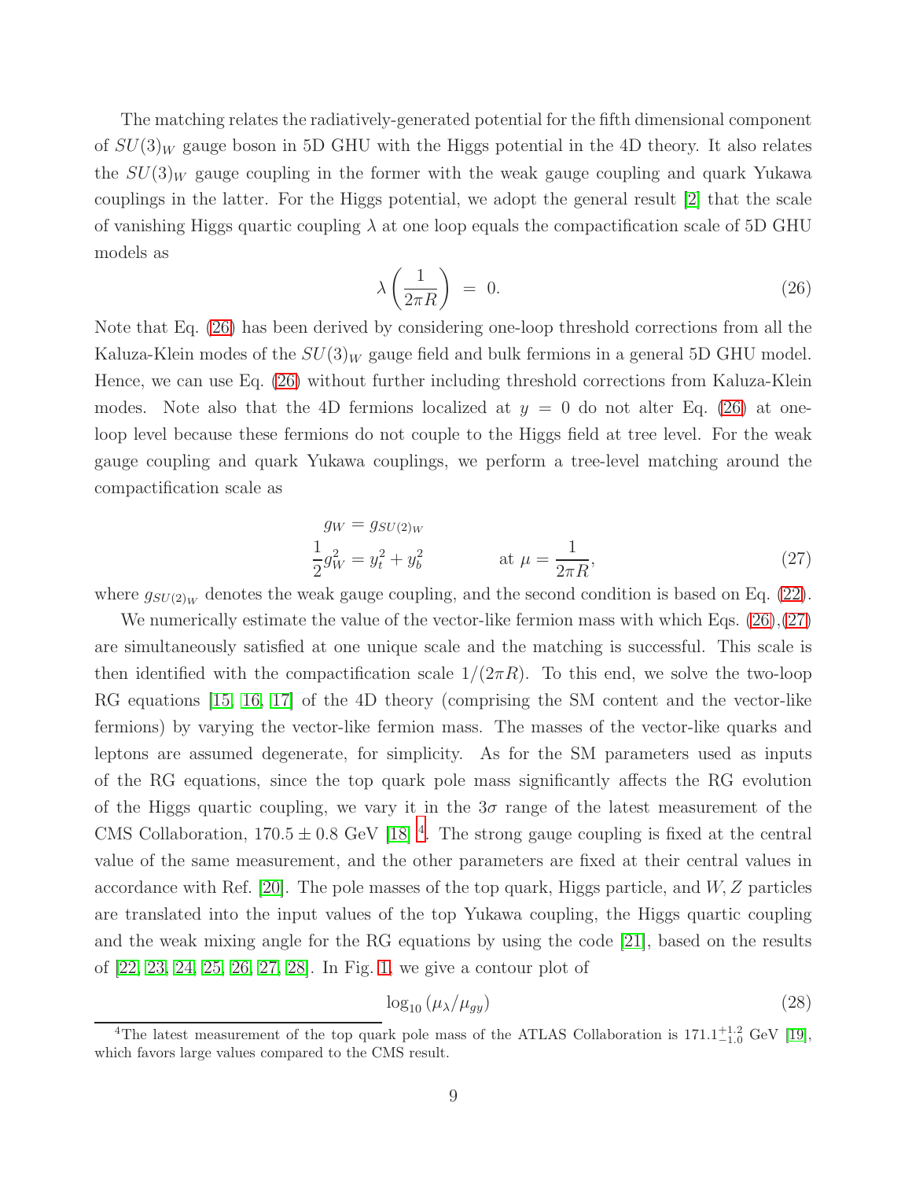The matching relates the radiatively-generated potential for the fifth dimensional component of $SU(3)_W$ gauge boson in 5D GHU with the Higgs potential in the 4D theory. It also relates the $SU(3)_W$ gauge coupling in the former with the weak gauge coupling and quark Yukawa couplings in the latter. For the Higgs potential, we adopt the general result [2] that the scale of vanishing Higgs quartic coupling $\lambda$ at one loop equals the compactification scale of 5D GHU models as

$$\lambda\left(\frac{1}{2\pi R}\right) \;=\; 0. \tag{26}$$

Note that Eq. (26) has been derived by considering one-loop threshold corrections from all the Kaluza-Klein modes of the $SU(3)_W$ gauge field and bulk fermions in a general 5D GHU model. Hence, we can use Eq. (26) without further including threshold corrections from Kaluza-Klein modes. Note also that the 4D fermions localized at $y = 0$ do not alter Eq. (26) at one-loop level because these fermions do not couple to the Higgs field at tree level. For the weak gauge coupling and quark Yukawa couplings, we perform a tree-level matching around the compactification scale as

$$\begin{aligned} g_W &= g_{SU(2)_W} \\ \frac{1}{2}g_W^2 &= y_t^2 + y_b^2 \qquad\qquad \text{at } \mu = \frac{1}{2\pi R}, \end{aligned} \tag{27}$$

where $g_{SU(2)_W}$ denotes the weak gauge coupling, and the second condition is based on Eq. (22).

We numerically estimate the value of the vector-like fermion mass with which Eqs. (26),(27) are simultaneously satisfied at one unique scale and the matching is successful. This scale is then identified with the compactification scale $1/(2\pi R)$. To this end, we solve the two-loop RG equations [15, 16, 17] of the 4D theory (comprising the SM content and the vector-like fermions) by varying the vector-like fermion mass. The masses of the vector-like quarks and leptons are assumed degenerate, for simplicity. As for the SM parameters used as inputs of the RG equations, since the top quark pole mass significantly affects the RG evolution of the Higgs quartic coupling, we vary it in the $3\sigma$ range of the latest measurement of the CMS Collaboration, $170.5 \pm 0.8$ GeV [18] [4]. The strong gauge coupling is fixed at the central value of the same measurement, and the other parameters are fixed at their central values in accordance with Ref. [20]. The pole masses of the top quark, Higgs particle, and $W, Z$ particles are translated into the input values of the top Yukawa coupling, the Higgs quartic coupling and the weak mixing angle for the RG equations by using the code [21], based on the results of [22, 23, 24, 25, 26, 27, 28]. In Fig. 1, we give a contour plot of

$$\log_{10}\left(\mu_\lambda/\mu_{gy}\right) \tag{28}$$

[4] The latest measurement of the top quark pole mass of the ATLAS Collaboration is $171.1^{+1.2}_{-1.0}$ GeV [19], which favors large values compared to the CMS result.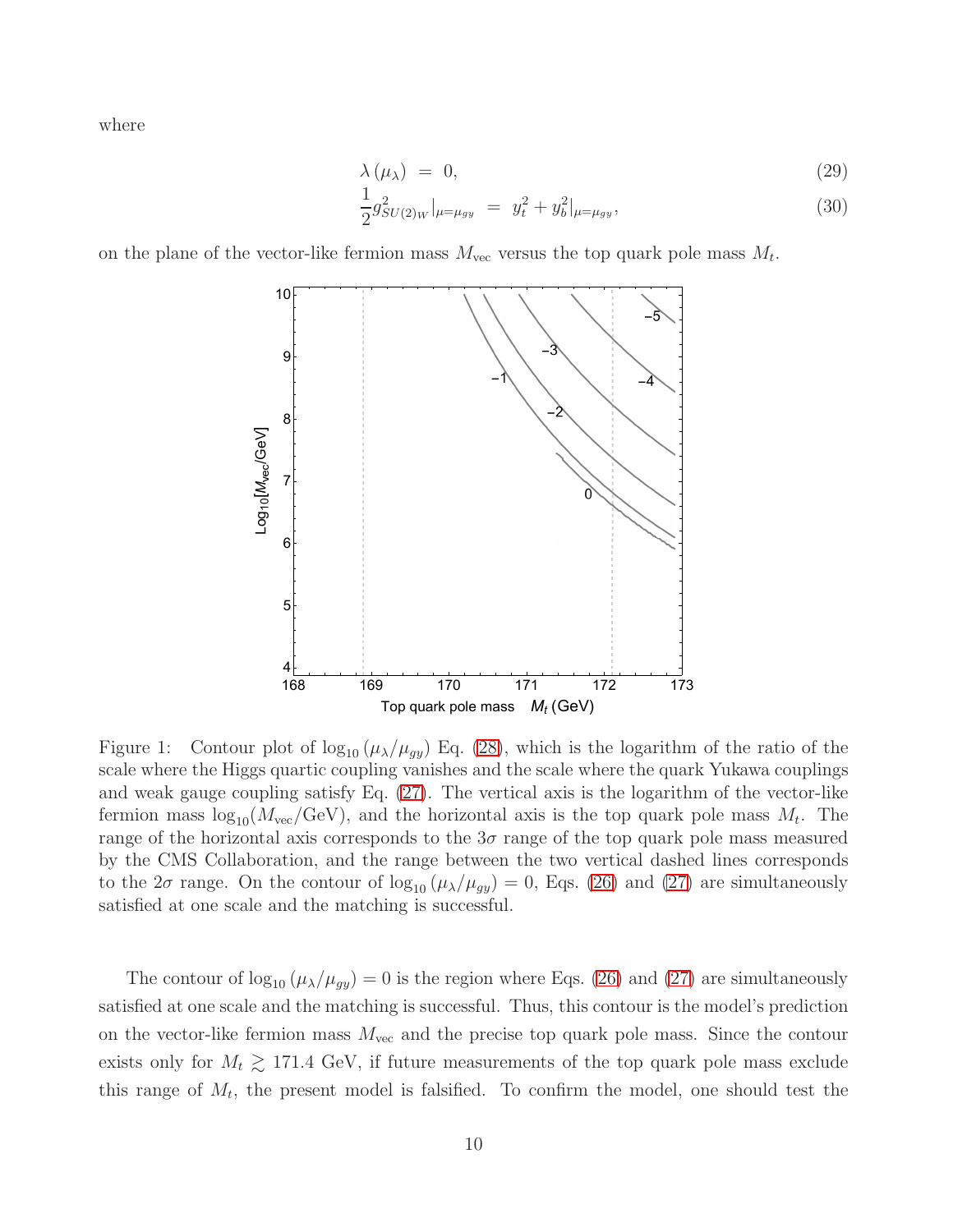where

$$\lambda\left(\mu_{\lambda}\right) \;=\; 0, \tag{29}$$

$$\frac{1}{2} g_{SU(2)_W}^{2}|_{\mu=\mu_{gy}} \;=\; y_t^2 + y_b^2|_{\mu=\mu_{gy}}, \tag{30}$$

on the plane of the vector-like fermion mass $M_{\rm vec}$ versus the top quark pole mass $M_t$.

Figure 1: Contour plot of $\log_{10}\left(\mu_{\lambda}/\mu_{gy}\right)$ Eq. (28), which is the logarithm of the ratio of the scale where the Higgs quartic coupling vanishes and the scale where the quark Yukawa couplings and weak gauge coupling satisfy Eq. (27). The vertical axis is the logarithm of the vector-like fermion mass $\log_{10}(M_{\rm vec}/{\rm GeV})$, and the horizontal axis is the top quark pole mass $M_t$. The range of the horizontal axis corresponds to the $3\sigma$ range of the top quark pole mass measured by the CMS Collaboration, and the range between the two vertical dashed lines corresponds to the $2\sigma$ range. On the contour of $\log_{10}\left(\mu_{\lambda}/\mu_{gy}\right) = 0$, Eqs. (26) and (27) are simultaneously satisfied at one scale and the matching is successful.

The contour of $\log_{10}\left(\mu_{\lambda}/\mu_{gy}\right) = 0$ is the region where Eqs. (26) and (27) are simultaneously satisfied at one scale and the matching is successful. Thus, this contour is the model's prediction on the vector-like fermion mass $M_{\rm vec}$ and the precise top quark pole mass. Since the contour exists only for $M_t \gtrsim 171.4$ GeV, if future measurements of the top quark pole mass exclude this range of $M_t$, the present model is falsified. To confirm the model, one should test the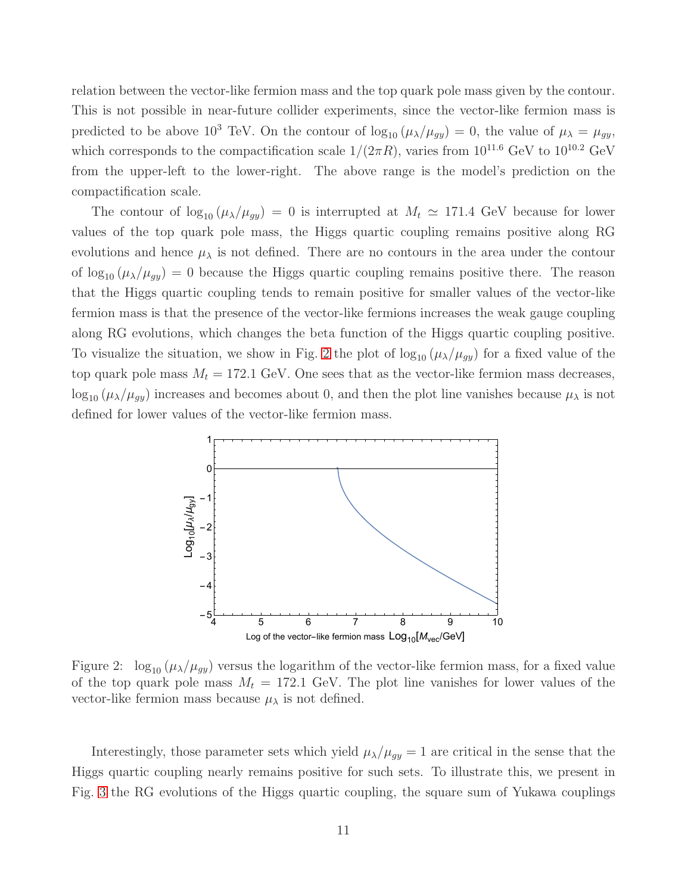relation between the vector-like fermion mass and the top quark pole mass given by the contour. This is not possible in near-future collider experiments, since the vector-like fermion mass is predicted to be above $10^3$ TeV. On the contour of $\log_{10}(\mu_\lambda/\mu_{gy}) = 0$, the value of $\mu_\lambda = \mu_{gy}$, which corresponds to the compactification scale $1/(2\pi R)$, varies from $10^{11.6}$ GeV to $10^{10.2}$ GeV from the upper-left to the lower-right. The above range is the model's prediction on the compactification scale.

The contour of $\log_{10}(\mu_\lambda/\mu_{gy}) = 0$ is interrupted at $M_t \simeq 171.4$ GeV because for lower values of the top quark pole mass, the Higgs quartic coupling remains positive along RG evolutions and hence $\mu_\lambda$ is not defined. There are no contours in the area under the contour of $\log_{10}(\mu_\lambda/\mu_{gy}) = 0$ because the Higgs quartic coupling remains positive there. The reason that the Higgs quartic coupling tends to remain positive for smaller values of the vector-like fermion mass is that the presence of the vector-like fermions increases the weak gauge coupling along RG evolutions, which changes the beta function of the Higgs quartic coupling positive. To visualize the situation, we show in Fig. 2 the plot of $\log_{10}(\mu_\lambda/\mu_{gy})$ for a fixed value of the top quark pole mass $M_t = 172.1$ GeV. One sees that as the vector-like fermion mass decreases, $\log_{10}(\mu_\lambda/\mu_{gy})$ increases and becomes about 0, and then the plot line vanishes because $\mu_\lambda$ is not defined for lower values of the vector-like fermion mass.

Figure 2: $\log_{10}(\mu_\lambda/\mu_{gy})$ versus the logarithm of the vector-like fermion mass, for a fixed value of the top quark pole mass $M_t = 172.1$ GeV. The plot line vanishes for lower values of the vector-like fermion mass because $\mu_\lambda$ is not defined.

Interestingly, those parameter sets which yield $\mu_\lambda/\mu_{gy} = 1$ are critical in the sense that the Higgs quartic coupling nearly remains positive for such sets. To illustrate this, we present in Fig. 3 the RG evolutions of the Higgs quartic coupling, the square sum of Yukawa couplings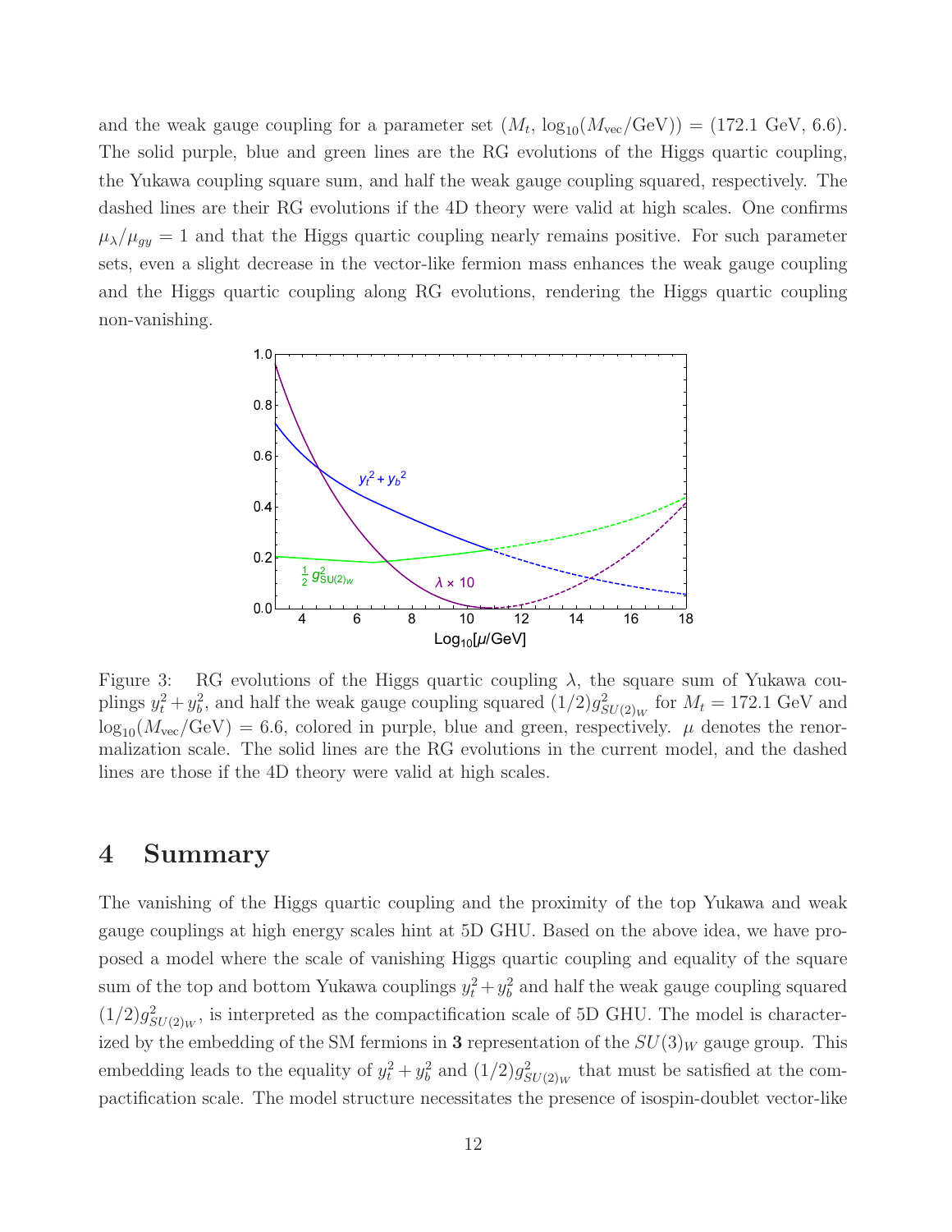and the weak gauge coupling for a parameter set $(M_t, \log_{10}(M_{\rm vec}/{\rm GeV})) = (172.1$ GeV, $6.6)$. The solid purple, blue and green lines are the RG evolutions of the Higgs quartic coupling, the Yukawa coupling square sum, and half the weak gauge coupling squared, respectively. The dashed lines are their RG evolutions if the 4D theory were valid at high scales. One confirms $\mu_\lambda/\mu_{gy} = 1$ and that the Higgs quartic coupling nearly remains positive. For such parameter sets, even a slight decrease in the vector-like fermion mass enhances the weak gauge coupling and the Higgs quartic coupling along RG evolutions, rendering the Higgs quartic coupling non-vanishing.

Figure 3: RG evolutions of the Higgs quartic coupling $\lambda$, the square sum of Yukawa couplings $y_t^2 + y_b^2$, and half the weak gauge coupling squared $(1/2)g_{SU(2)_W}^2$ for $M_t = 172.1$ GeV and $\log_{10}(M_{\rm vec}/{\rm GeV}) = 6.6$, colored in purple, blue and green, respectively. $\mu$ denotes the renormalization scale. The solid lines are the RG evolutions in the current model, and the dashed lines are those if the 4D theory were valid at high scales.

## 4 Summary

The vanishing of the Higgs quartic coupling and the proximity of the top Yukawa and weak gauge couplings at high energy scales hint at 5D GHU. Based on the above idea, we have proposed a model where the scale of vanishing Higgs quartic coupling and equality of the square sum of the top and bottom Yukawa couplings $y_t^2 + y_b^2$ and half the weak gauge coupling squared $(1/2)g_{SU(2)_W}^2$, is interpreted as the compactification scale of 5D GHU. The model is characterized by the embedding of the SM fermions in **3** representation of the $SU(3)_W$ gauge group. This embedding leads to the equality of $y_t^2 + y_b^2$ and $(1/2)g_{SU(2)_W}^2$ that must be satisfied at the compactification scale. The model structure necessitates the presence of isospin-doublet vector-like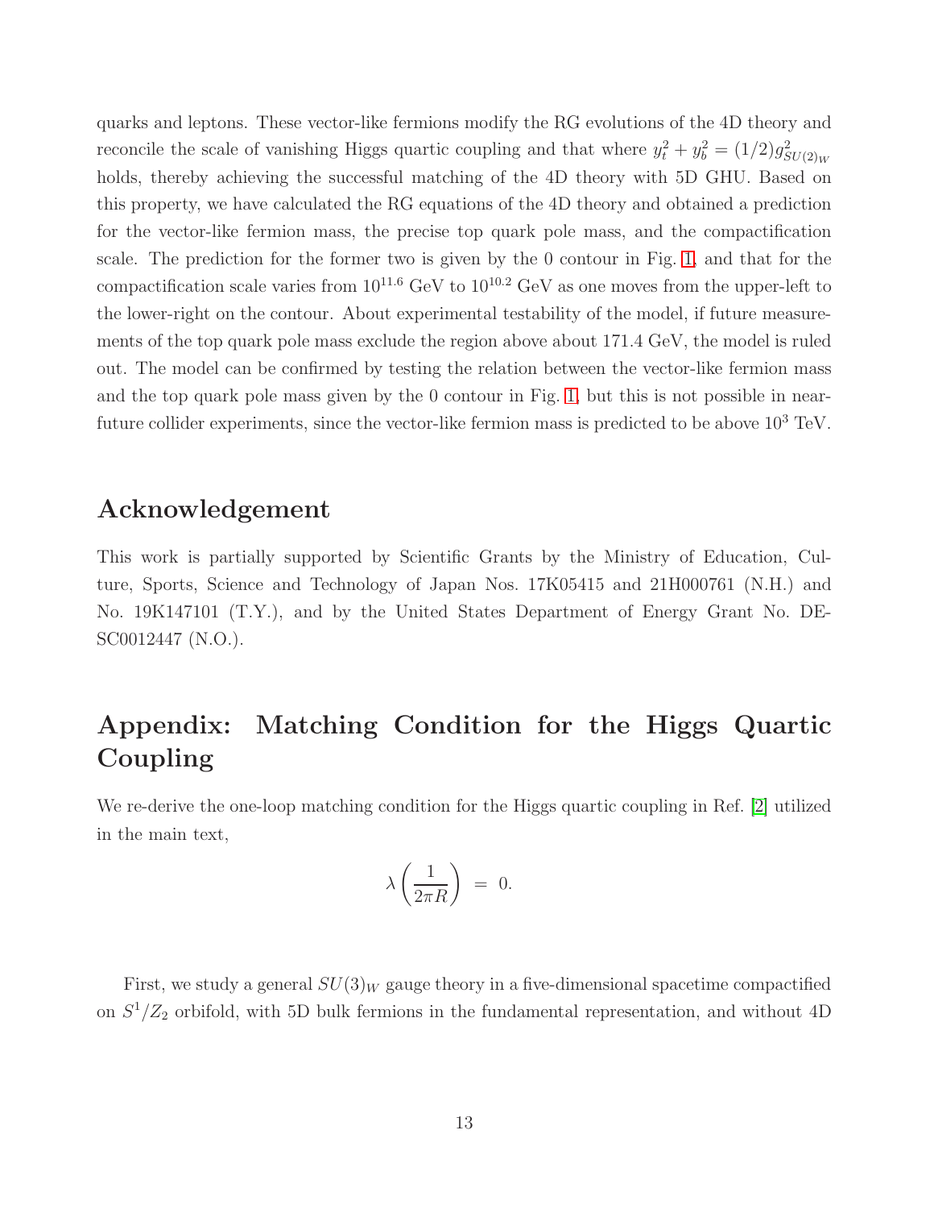quarks and leptons. These vector-like fermions modify the RG evolutions of the 4D theory and reconcile the scale of vanishing Higgs quartic coupling and that where $y_t^2 + y_b^2 = (1/2)g_{SU(2)_W}^2$ holds, thereby achieving the successful matching of the 4D theory with 5D GHU. Based on this property, we have calculated the RG equations of the 4D theory and obtained a prediction for the vector-like fermion mass, the precise top quark pole mass, and the compactification scale. The prediction for the former two is given by the 0 contour in Fig. 1, and that for the compactification scale varies from $10^{11.6}$ GeV to $10^{10.2}$ GeV as one moves from the upper-left to the lower-right on the contour. About experimental testability of the model, if future measurements of the top quark pole mass exclude the region above about 171.4 GeV, the model is ruled out. The model can be confirmed by testing the relation between the vector-like fermion mass and the top quark pole mass given by the 0 contour in Fig. 1, but this is not possible in near-future collider experiments, since the vector-like fermion mass is predicted to be above $10^3$ TeV.

## Acknowledgement

This work is partially supported by Scientific Grants by the Ministry of Education, Culture, Sports, Science and Technology of Japan Nos. 17K05415 and 21H000761 (N.H.) and No. 19K147101 (T.Y.), and by the United States Department of Energy Grant No. DE-SC0012447 (N.O.).

## Appendix: Matching Condition for the Higgs Quartic Coupling

We re-derive the one-loop matching condition for the Higgs quartic coupling in Ref. [2] utilized in the main text,

$$\lambda\left(\frac{1}{2\pi R}\right) \;=\; 0.$$

First, we study a general $SU(3)_W$ gauge theory in a five-dimensional spacetime compactified on $S^1/Z_2$ orbifold, with 5D bulk fermions in the fundamental representation, and without 4D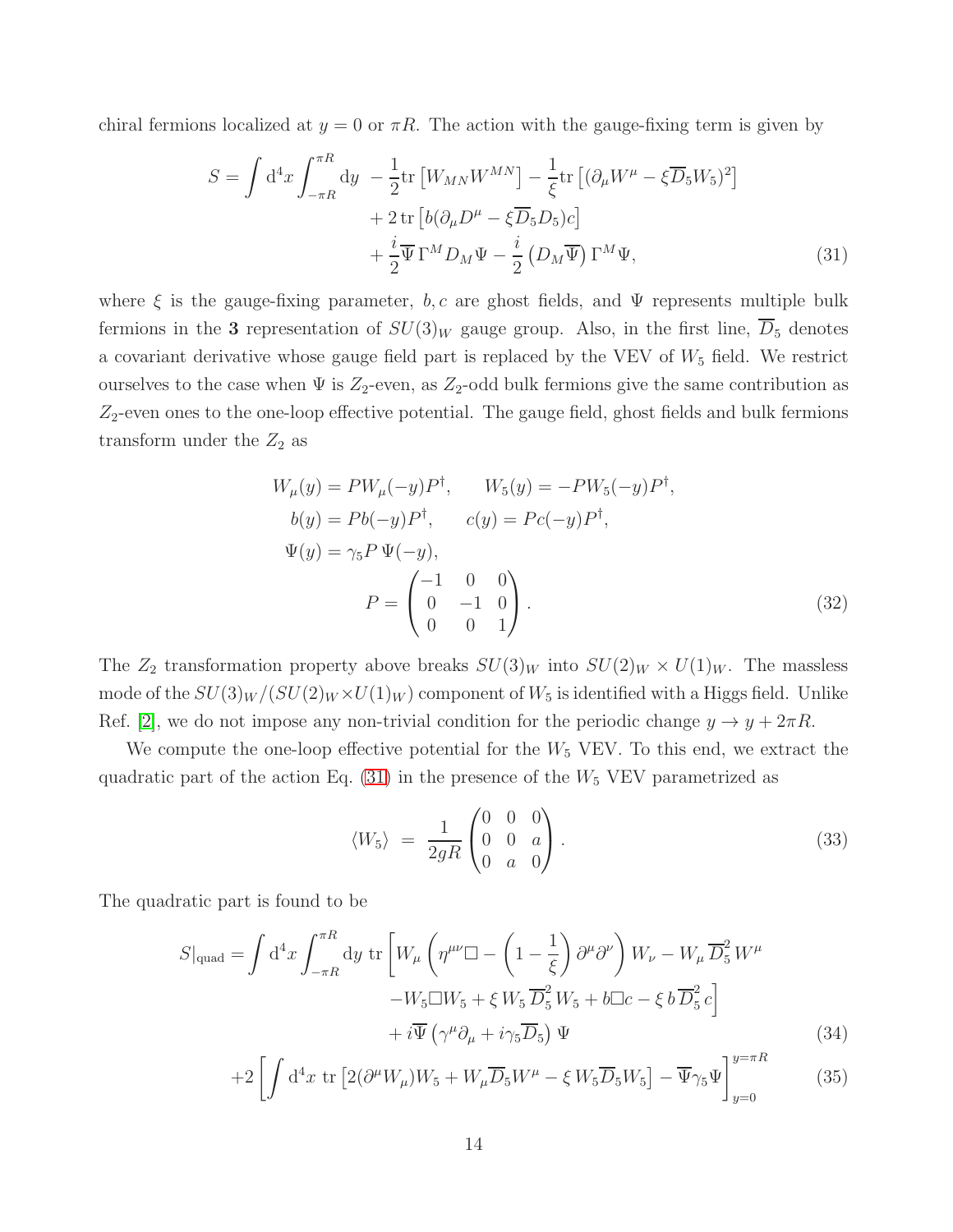chiral fermions localized at $y = 0$ or $\pi R$. The action with the gauge-fixing term is given by

$$
\begin{aligned}
S = \int \mathrm{d}^4x \int_{-\pi R}^{\pi R} \mathrm{d}y \;\; & -\frac{1}{2}\mathrm{tr}\left[W_{MN}W^{MN}\right] - \frac{1}{\xi}\mathrm{tr}\left[(\partial_\mu W^\mu - \xi \overline{D}_5 W_5)^2\right] \\
& + 2\,\mathrm{tr}\left[b(\partial_\mu D^\mu - \xi \overline{D}_5 D_5)c\right] \\
& + \frac{i}{2}\overline{\Psi}\,\Gamma^M D_M \Psi - \frac{i}{2}\left(D_M\overline{\Psi}\right)\Gamma^M \Psi,
\end{aligned} \tag{31}
$$

where $\xi$ is the gauge-fixing parameter, $b, c$ are ghost fields, and $\Psi$ represents multiple bulk fermions in the **3** representation of $SU(3)_W$ gauge group. Also, in the first line, $\overline{D}_5$ denotes a covariant derivative whose gauge field part is replaced by the VEV of $W_5$ field. We restrict ourselves to the case when $\Psi$ is $Z_2$-even, as $Z_2$-odd bulk fermions give the same contribution as $Z_2$-even ones to the one-loop effective potential. The gauge field, ghost fields and bulk fermions transform under the $Z_2$ as

$$
\begin{aligned}
W_\mu(y) &= P W_\mu(-y) P^\dagger, \qquad W_5(y) = -P W_5(-y) P^\dagger, \\
b(y) &= P b(-y) P^\dagger, \qquad c(y) = P c(-y) P^\dagger, \\
\Psi(y) &= \gamma_5 P\, \Psi(-y), \\
& \qquad\qquad P = \begin{pmatrix} -1 & 0 & 0 \\ 0 & -1 & 0 \\ 0 & 0 & 1 \end{pmatrix}.
\end{aligned} \tag{32}
$$

The $Z_2$ transformation property above breaks $SU(3)_W$ into $SU(2)_W \times U(1)_W$. The massless mode of the $SU(3)_W/(SU(2)_W \times U(1)_W)$ component of $W_5$ is identified with a Higgs field. Unlike Ref. [2], we do not impose any non-trivial condition for the periodic change $y \to y + 2\pi R$.

We compute the one-loop effective potential for the $W_5$ VEV. To this end, we extract the quadratic part of the action Eq. (31) in the presence of the $W_5$ VEV parametrized as

$$
\langle W_5 \rangle \;=\; \frac{1}{2gR}\begin{pmatrix} 0 & 0 & 0 \\ 0 & 0 & a \\ 0 & a & 0 \end{pmatrix}. \tag{33}
$$

The quadratic part is found to be

$$
\begin{aligned}
S|_{\mathrm{quad}} = \int \mathrm{d}^4x \int_{-\pi R}^{\pi R} \mathrm{d}y \;\mathrm{tr}\bigg[ & W_\mu \left(\eta^{\mu\nu}\Box - \left(1 - \frac{1}{\xi}\right)\partial^\mu\partial^\nu\right) W_\nu - W_\mu\, \overline{D}_5^2\, W^\mu \\
& - W_5 \Box W_5 + \xi\, W_5\, \overline{D}_5^2\, W_5 + b\Box c - \xi\, b\, \overline{D}_5^2\, c \bigg] \\
& + i\overline{\Psi}\left(\gamma^\mu\partial_\mu + i\gamma_5\overline{D}_5\right)\Psi
\end{aligned} \tag{34}
$$

$$
+2\left[\int \mathrm{d}^4x \;\mathrm{tr}\left[2(\partial^\mu W_\mu)W_5 + W_\mu \overline{D}_5 W^\mu - \xi\, W_5 \overline{D}_5 W_5\right] - \overline{\Psi}\gamma_5\Psi\right]_{y=0}^{y=\pi R} \tag{35}
$$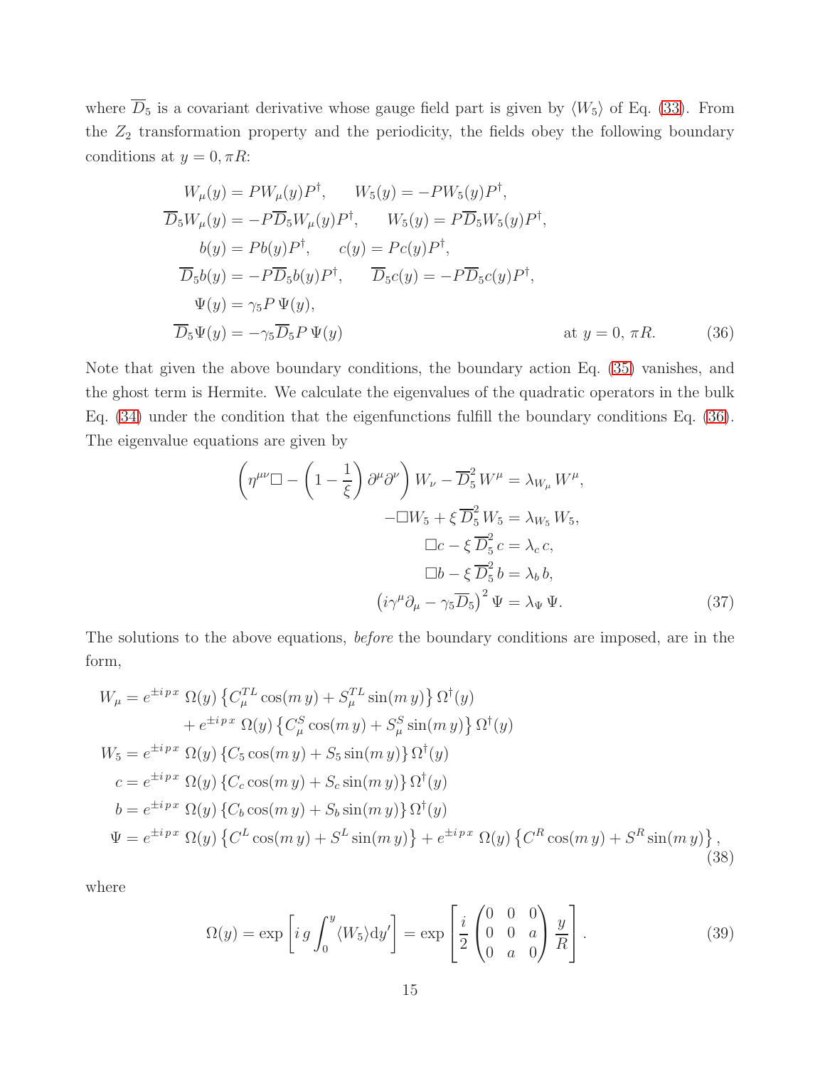where $\overline{D}_5$ is a covariant derivative whose gauge field part is given by $\langle W_5 \rangle$ of Eq. (33). From the $Z_2$ transformation property and the periodicity, the fields obey the following boundary conditions at $y = 0, \pi R$:

$$
\begin{aligned}
W_\mu(y) &= P W_\mu(y) P^\dagger, \qquad W_5(y) = -P W_5(y) P^\dagger, \\
\overline{D}_5 W_\mu(y) &= -P \overline{D}_5 W_\mu(y) P^\dagger, \qquad W_5(y) = P \overline{D}_5 W_5(y) P^\dagger, \\
b(y) &= P b(y) P^\dagger, \qquad c(y) = P c(y) P^\dagger, \\
\overline{D}_5 b(y) &= -P \overline{D}_5 b(y) P^\dagger, \qquad \overline{D}_5 c(y) = -P \overline{D}_5 c(y) P^\dagger, \\
\Psi(y) &= \gamma_5 P \, \Psi(y), \\
\overline{D}_5 \Psi(y) &= -\gamma_5 \overline{D}_5 P \, \Psi(y) \qquad\qquad \text{at } y = 0, \, \pi R. \qquad (36)
\end{aligned}
$$

Note that given the above boundary conditions, the boundary action Eq. (35) vanishes, and the ghost term is Hermite. We calculate the eigenvalues of the quadratic operators in the bulk Eq. (34) under the condition that the eigenfunctions fulfill the boundary conditions Eq. (36). The eigenvalue equations are given by

$$
\begin{aligned}
\left( \eta^{\mu\nu} \Box - \left( 1 - \frac{1}{\xi} \right) \partial^\mu \partial^\nu \right) W_\nu - \overline{D}_5^2 W^\mu &= \lambda_{W_\mu} W^\mu, \\
-\Box W_5 + \xi \, \overline{D}_5^2 W_5 &= \lambda_{W_5} W_5, \\
\Box c - \xi \, \overline{D}_5^2 c &= \lambda_c \, c, \\
\Box b - \xi \, \overline{D}_5^2 b &= \lambda_b \, b, \\
\left( i \gamma^\mu \partial_\mu - \gamma_5 \overline{D}_5 \right)^2 \Psi &= \lambda_\Psi \, \Psi. \qquad (37)
\end{aligned}
$$

The solutions to the above equations, *before* the boundary conditions are imposed, are in the form,

$$
\begin{aligned}
W_\mu &= e^{\pm i p x} \; \Omega(y) \left\{ C_\mu^{TL} \cos(m\, y) + S_\mu^{TL} \sin(m\, y) \right\} \Omega^\dagger(y) \\
&\quad + e^{\pm i p x} \; \Omega(y) \left\{ C_\mu^{S} \cos(m\, y) + S_\mu^{S} \sin(m\, y) \right\} \Omega^\dagger(y) \\
W_5 &= e^{\pm i p x} \; \Omega(y) \left\{ C_5 \cos(m\, y) + S_5 \sin(m\, y) \right\} \Omega^\dagger(y) \\
c &= e^{\pm i p x} \; \Omega(y) \left\{ C_c \cos(m\, y) + S_c \sin(m\, y) \right\} \Omega^\dagger(y) \\
b &= e^{\pm i p x} \; \Omega(y) \left\{ C_b \cos(m\, y) + S_b \sin(m\, y) \right\} \Omega^\dagger(y) \\
\Psi &= e^{\pm i p x} \; \Omega(y) \left\{ C^L \cos(m\, y) + S^L \sin(m\, y) \right\} + e^{\pm i p x} \; \Omega(y) \left\{ C^R \cos(m\, y) + S^R \sin(m\, y) \right\}, \qquad (38)
\end{aligned}
$$

where

$$
\Omega(y) = \exp\left[ i\, g \int_0^y \langle W_5 \rangle \mathrm{d}y' \right] = \exp\left[ \frac{i}{2} \begin{pmatrix} 0 & 0 & 0 \\ 0 & 0 & a \\ 0 & a & 0 \end{pmatrix} \frac{y}{R} \right]. \qquad (39)
$$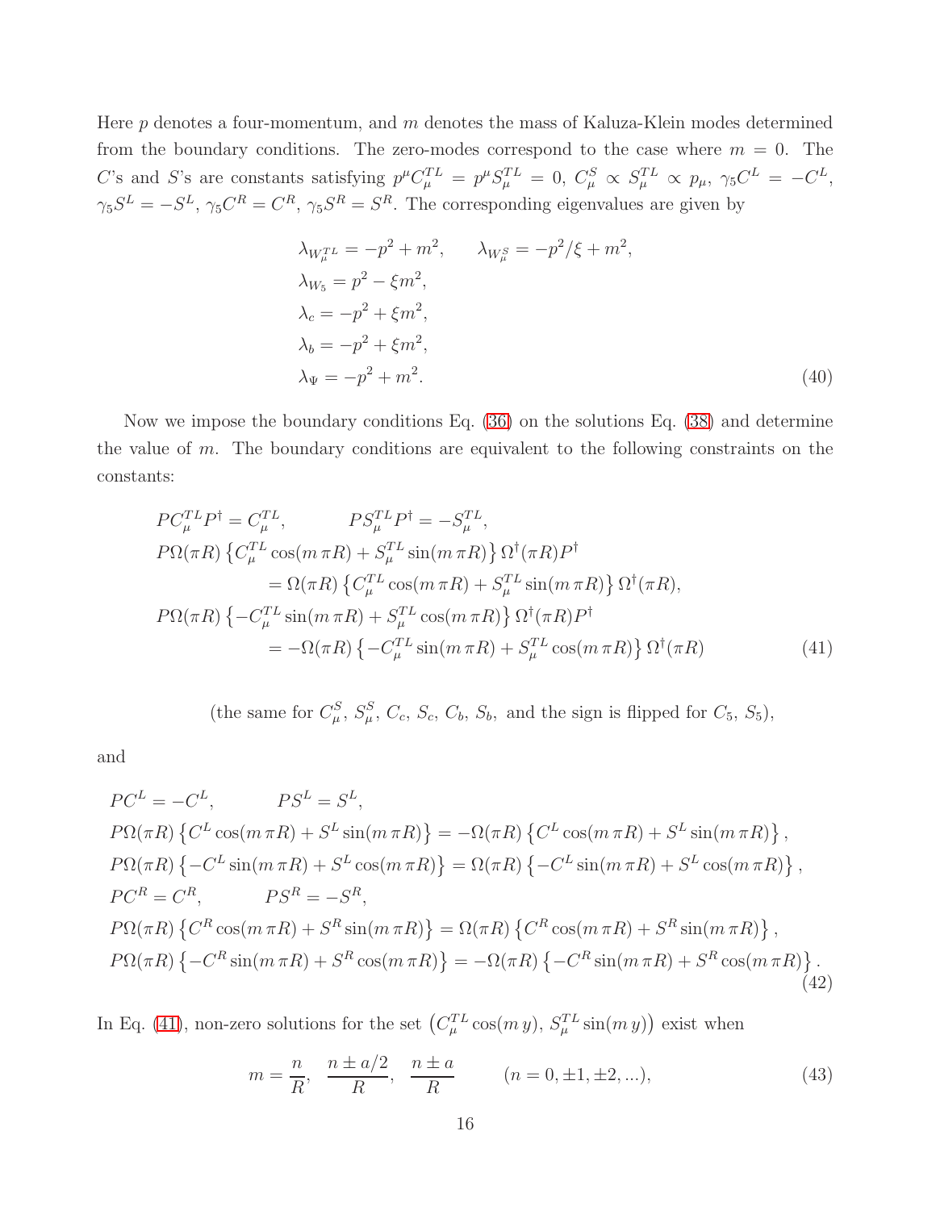Here $p$ denotes a four-momentum, and $m$ denotes the mass of Kaluza-Klein modes determined from the boundary conditions. The zero-modes correspond to the case where $m = 0$. The $C$'s and $S$'s are constants satisfying $p^\mu C^{TL}_\mu = p^\mu S^{TL}_\mu = 0$, $C^S_\mu \propto S^{TL}_\mu \propto p_\mu$, $\gamma_5 C^L = -C^L$, $\gamma_5 S^L = -S^L$, $\gamma_5 C^R = C^R$, $\gamma_5 S^R = S^R$. The corresponding eigenvalues are given by

$$
\begin{aligned}
&\lambda_{W^{TL}_\mu} = -p^2 + m^2, \qquad \lambda_{W^S_\mu} = -p^2/\xi + m^2, \\
&\lambda_{W_5} = p^2 - \xi m^2, \\
&\lambda_c = -p^2 + \xi m^2, \\
&\lambda_b = -p^2 + \xi m^2, \\
&\lambda_\Psi = -p^2 + m^2.
\end{aligned} \tag{40}
$$

Now we impose the boundary conditions Eq. (36) on the solutions Eq. (38) and determine the value of $m$. The boundary conditions are equivalent to the following constraints on the constants:

$$
\begin{aligned}
&P C^{TL}_\mu P^\dagger = C^{TL}_\mu, \qquad P S^{TL}_\mu P^\dagger = -S^{TL}_\mu, \\
&P\Omega(\pi R)\left\{C^{TL}_\mu \cos(m\,\pi R) + S^{TL}_\mu \sin(m\,\pi R)\right\}\Omega^\dagger(\pi R) P^\dagger \\
&\qquad = \Omega(\pi R)\left\{C^{TL}_\mu \cos(m\,\pi R) + S^{TL}_\mu \sin(m\,\pi R)\right\}\Omega^\dagger(\pi R), \\
&P\Omega(\pi R)\left\{-C^{TL}_\mu \sin(m\,\pi R) + S^{TL}_\mu \cos(m\,\pi R)\right\}\Omega^\dagger(\pi R) P^\dagger \\
&\qquad = -\Omega(\pi R)\left\{-C^{TL}_\mu \sin(m\,\pi R) + S^{TL}_\mu \cos(m\,\pi R)\right\}\Omega^\dagger(\pi R)
\end{aligned} \tag{41}
$$

(the same for $C^S_\mu$, $S^S_\mu$, $C_c$, $S_c$, $C_b$, $S_b$, and the sign is flipped for $C_5$, $S_5$),

and

$$
\begin{aligned}
&P C^L = -C^L, \qquad P S^L = S^L, \\
&P\Omega(\pi R)\left\{C^L \cos(m\,\pi R) + S^L \sin(m\,\pi R)\right\} = -\Omega(\pi R)\left\{C^L \cos(m\,\pi R) + S^L \sin(m\,\pi R)\right\}, \\
&P\Omega(\pi R)\left\{-C^L \sin(m\,\pi R) + S^L \cos(m\,\pi R)\right\} = \Omega(\pi R)\left\{-C^L \sin(m\,\pi R) + S^L \cos(m\,\pi R)\right\}, \\
&P C^R = C^R, \qquad P S^R = -S^R, \\
&P\Omega(\pi R)\left\{C^R \cos(m\,\pi R) + S^R \sin(m\,\pi R)\right\} = \Omega(\pi R)\left\{C^R \cos(m\,\pi R) + S^R \sin(m\,\pi R)\right\}, \\
&P\Omega(\pi R)\left\{-C^R \sin(m\,\pi R) + S^R \cos(m\,\pi R)\right\} = -\Omega(\pi R)\left\{-C^R \sin(m\,\pi R) + S^R \cos(m\,\pi R)\right\}.
\end{aligned} \tag{42}
$$

In Eq. (41), non-zero solutions for the set $\left(C^{TL}_\mu \cos(m\,y),\, S^{TL}_\mu \sin(m\,y)\right)$ exist when

$$
m = \frac{n}{R}, \quad \frac{n \pm a/2}{R}, \quad \frac{n \pm a}{R} \qquad (n = 0, \pm 1, \pm 2, \ldots), \tag{43}
$$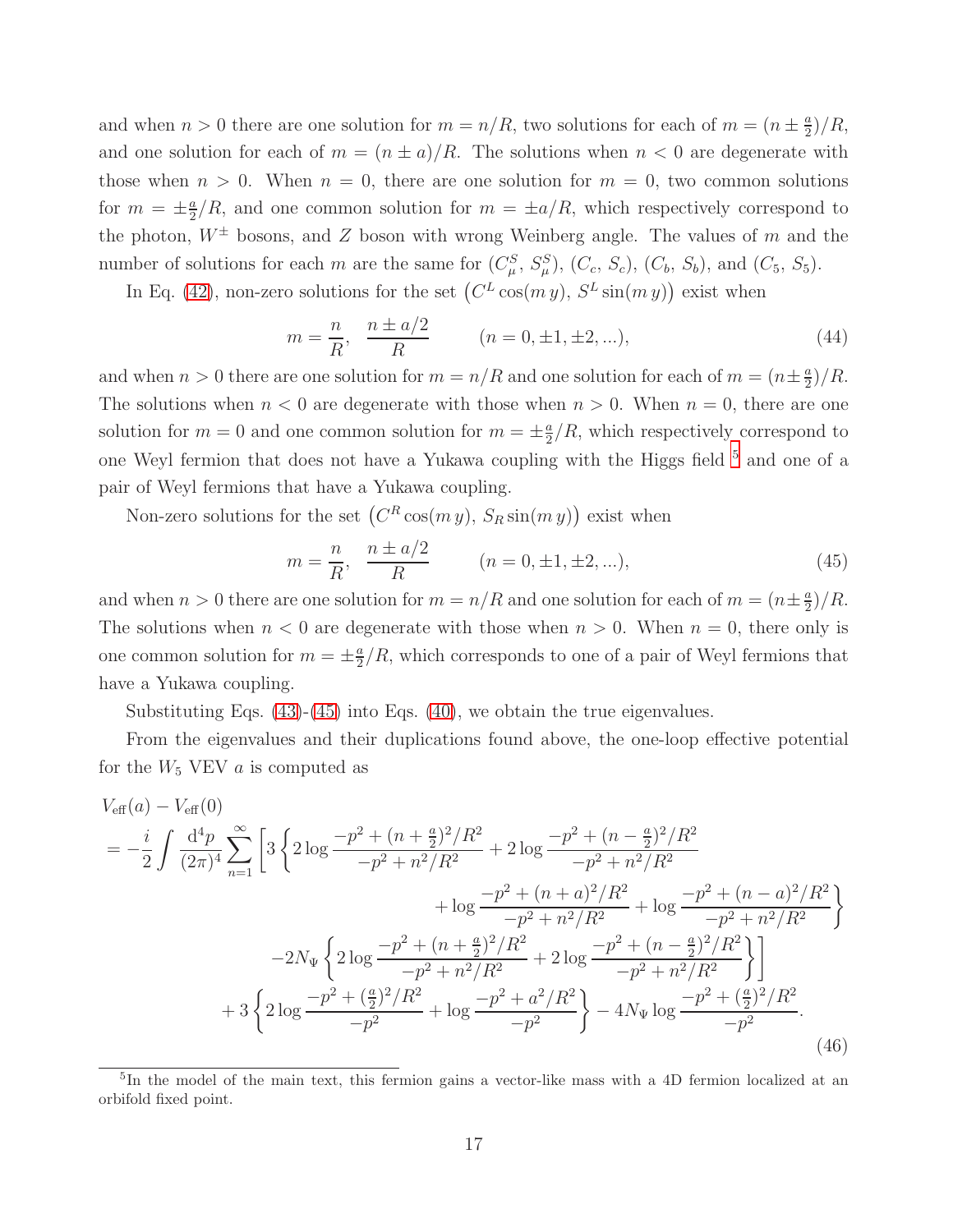and when $n > 0$ there are one solution for $m = n/R$, two solutions for each of $m = (n \pm \frac{a}{2})/R$, and one solution for each of $m = (n \pm a)/R$. The solutions when $n < 0$ are degenerate with those when $n > 0$. When $n = 0$, there are one solution for $m = 0$, two common solutions for $m = \pm\frac{a}{2}/R$, and one common solution for $m = \pm a/R$, which respectively correspond to the photon, $W^{\pm}$ bosons, and $Z$ boson with wrong Weinberg angle. The values of $m$ and the number of solutions for each $m$ are the same for $(C^S_\mu,\, S^S_\mu)$, $(C_c,\, S_c)$, $(C_b,\, S_b)$, and $(C_5,\, S_5)$.

In Eq. (42), non-zero solutions for the set $\left(C^L \cos(m\, y),\, S^L \sin(m\, y)\right)$ exist when

$$
m = \frac{n}{R}, \quad \frac{n \pm a/2}{R} \qquad (n = 0, \pm 1, \pm 2, ...), \tag{44}
$$

and when $n > 0$ there are one solution for $m = n/R$ and one solution for each of $m = (n \pm \frac{a}{2})/R$. The solutions when $n < 0$ are degenerate with those when $n > 0$. When $n = 0$, there are one solution for $m = 0$ and one common solution for $m = \pm\frac{a}{2}/R$, which respectively correspond to one Weyl fermion that does not have a Yukawa coupling with the Higgs field [5] and one of a pair of Weyl fermions that have a Yukawa coupling.

Non-zero solutions for the set $\left(C^R \cos(m\, y),\, S_R \sin(m\, y)\right)$ exist when

$$
m = \frac{n}{R}, \quad \frac{n \pm a/2}{R} \qquad (n = 0, \pm 1, \pm 2, ...), \tag{45}
$$

and when $n > 0$ there are one solution for $m = n/R$ and one solution for each of $m = (n \pm \frac{a}{2})/R$. The solutions when $n < 0$ are degenerate with those when $n > 0$. When $n = 0$, there only is one common solution for $m = \pm\frac{a}{2}/R$, which corresponds to one of a pair of Weyl fermions that have a Yukawa coupling.

Substituting Eqs. (43)-(45) into Eqs. (40), we obtain the true eigenvalues.

From the eigenvalues and their duplications found above, the one-loop effective potential for the $W_5$ VEV $a$ is computed as

$$
\begin{aligned}
&V_{\text{eff}}(a) - V_{\text{eff}}(0) \\
&= -\frac{i}{2} \int \frac{\mathrm{d}^4 p}{(2\pi)^4} \sum_{n=1}^{\infty} \Bigg[ 3 \Bigg\{ 2 \log \frac{-p^2 + (n + \frac{a}{2})^2/R^2}{-p^2 + n^2/R^2} + 2 \log \frac{-p^2 + (n - \frac{a}{2})^2/R^2}{-p^2 + n^2/R^2} \\
&\qquad\qquad + \log \frac{-p^2 + (n + a)^2/R^2}{-p^2 + n^2/R^2} + \log \frac{-p^2 + (n - a)^2/R^2}{-p^2 + n^2/R^2} \Bigg\} \\
&\qquad - 2N_\Psi \Bigg\{ 2 \log \frac{-p^2 + (n + \frac{a}{2})^2/R^2}{-p^2 + n^2/R^2} + 2 \log \frac{-p^2 + (n - \frac{a}{2})^2/R^2}{-p^2 + n^2/R^2} \Bigg\} \Bigg] \\
&\qquad + 3 \Bigg\{ 2 \log \frac{-p^2 + (\frac{a}{2})^2/R^2}{-p^2} + \log \frac{-p^2 + a^2/R^2}{-p^2} \Bigg\} - 4N_\Psi \log \frac{-p^2 + (\frac{a}{2})^2/R^2}{-p^2}.
\end{aligned} \tag{46}
$$

[5] In the model of the main text, this fermion gains a vector-like mass with a 4D fermion localized at an orbifold fixed point.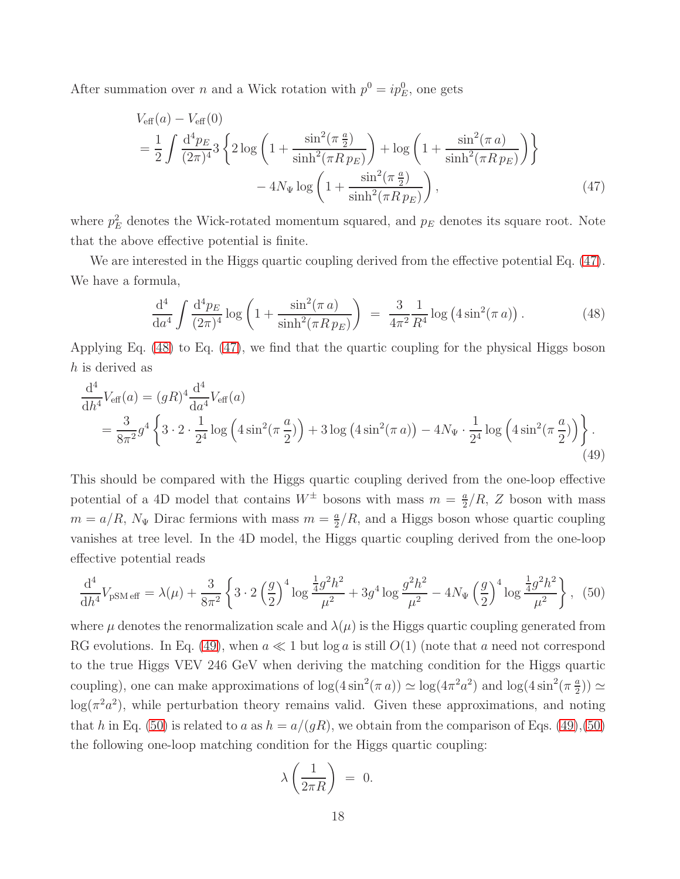After summation over $n$ and a Wick rotation with $p^0 = ip_E^0$, one gets

$$
\begin{aligned}
&V_{\rm eff}(a) - V_{\rm eff}(0) \\
&= \frac{1}{2}\int \frac{\mathrm{d}^4 p_E}{(2\pi)^4} 3\left\{ 2\log\left(1+\frac{\sin^2(\pi\frac{a}{2})}{\sinh^2(\pi R\, p_E)}\right) + \log\left(1+\frac{\sin^2(\pi\, a)}{\sinh^2(\pi R\, p_E)}\right)\right\} \\
&\qquad\qquad - 4N_\Psi \log\left(1+\frac{\sin^2(\pi\frac{a}{2})}{\sinh^2(\pi R\, p_E)}\right), \qquad (47)
\end{aligned}
$$

where $p_E^2$ denotes the Wick-rotated momentum squared, and $p_E$ denotes its square root. Note that the above effective potential is finite.

We are interested in the Higgs quartic coupling derived from the effective potential Eq. (47). We have a formula,

$$
\frac{\mathrm{d}^4}{\mathrm{d}a^4}\int \frac{\mathrm{d}^4 p_E}{(2\pi)^4}\log\left(1+\frac{\sin^2(\pi\, a)}{\sinh^2(\pi R\, p_E)}\right) \;=\; \frac{3}{4\pi^2}\frac{1}{R^4}\log\left(4\sin^2(\pi\, a)\right). \qquad (48)
$$

Applying Eq. (48) to Eq. (47), we find that the quartic coupling for the physical Higgs boson $h$ is derived as

$$
\begin{aligned}
&\frac{\mathrm{d}^4}{\mathrm{d}h^4}V_{\rm eff}(a) = (gR)^4 \frac{\mathrm{d}^4}{\mathrm{d}a^4}V_{\rm eff}(a) \\
&= \frac{3}{8\pi^2}g^4\left\{3\cdot 2\cdot\frac{1}{2^4}\log\left(4\sin^2(\pi\frac{a}{2})\right) + 3\log\left(4\sin^2(\pi\, a)\right) - 4N_\Psi\cdot\frac{1}{2^4}\log\left(4\sin^2(\pi\frac{a}{2})\right)\right\}. \qquad (49)
\end{aligned}
$$

This should be compared with the Higgs quartic coupling derived from the one-loop effective potential of a 4D model that contains $W^\pm$ bosons with mass $m = \frac{a}{2}/R$, $Z$ boson with mass $m = a/R$, $N_\Psi$ Dirac fermions with mass $m = \frac{a}{2}/R$, and a Higgs boson whose quartic coupling vanishes at tree level. In the 4D model, the Higgs quartic coupling derived from the one-loop effective potential reads

$$
\frac{\mathrm{d}^4}{\mathrm{d}h^4}V_{\rm pSM\,eff} = \lambda(\mu) + \frac{3}{8\pi^2}\left\{3\cdot 2\left(\frac{g}{2}\right)^4\log\frac{\frac{1}{4}g^2h^2}{\mu^2} + 3g^4\log\frac{g^2h^2}{\mu^2} - 4N_\Psi\left(\frac{g}{2}\right)^4\log\frac{\frac{1}{4}g^2h^2}{\mu^2}\right\}, \quad (50)
$$

where $\mu$ denotes the renormalization scale and $\lambda(\mu)$ is the Higgs quartic coupling generated from RG evolutions. In Eq. (49), when $a \ll 1$ but $\log a$ is still $O(1)$ (note that $a$ need not correspond to the true Higgs VEV 246 GeV when deriving the matching condition for the Higgs quartic coupling), one can make approximations of $\log(4\sin^2(\pi\, a)) \simeq \log(4\pi^2 a^2)$ and $\log(4\sin^2(\pi\frac{a}{2})) \simeq \log(\pi^2 a^2)$, while perturbation theory remains valid. Given these approximations, and noting that $h$ in Eq. (50) is related to $a$ as $h = a/(gR)$, we obtain from the comparison of Eqs. (49),(50) the following one-loop matching condition for the Higgs quartic coupling:

$$
\lambda\left(\frac{1}{2\pi R}\right) \;=\; 0.
$$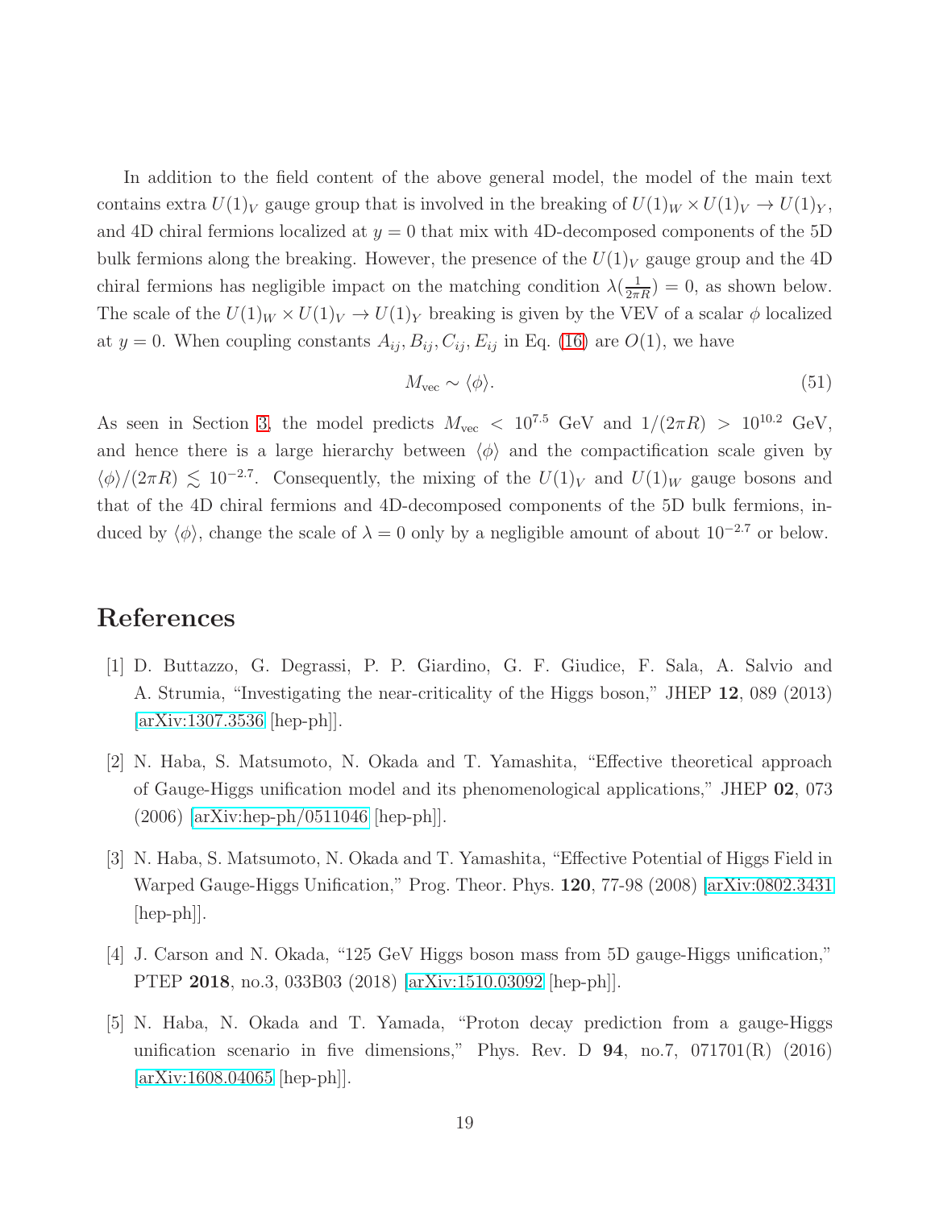In addition to the field content of the above general model, the model of the main text contains extra $U(1)_V$ gauge group that is involved in the breaking of $U(1)_W \times U(1)_V \to U(1)_Y$, and 4D chiral fermions localized at $y = 0$ that mix with 4D-decomposed components of the 5D bulk fermions along the breaking. However, the presence of the $U(1)_V$ gauge group and the 4D chiral fermions has negligible impact on the matching condition $\lambda(\frac{1}{2\pi R}) = 0$, as shown below. The scale of the $U(1)_W \times U(1)_V \to U(1)_Y$ breaking is given by the VEV of a scalar $\phi$ localized at $y = 0$. When coupling constants $A_{ij}, B_{ij}, C_{ij}, E_{ij}$ in Eq. (16) are $O(1)$, we have

$$M_{\rm vec} \sim \langle\phi\rangle. \tag{51}$$

As seen in Section 3, the model predicts $M_{\rm vec} < 10^{7.5}$ GeV and $1/(2\pi R) > 10^{10.2}$ GeV, and hence there is a large hierarchy between $\langle\phi\rangle$ and the compactification scale given by $\langle\phi\rangle/(2\pi R) \lesssim 10^{-2.7}$. Consequently, the mixing of the $U(1)_V$ and $U(1)_W$ gauge bosons and that of the 4D chiral fermions and 4D-decomposed components of the 5D bulk fermions, induced by $\langle\phi\rangle$, change the scale of $\lambda = 0$ only by a negligible amount of about $10^{-2.7}$ or below.

# References

[1] D. Buttazzo, G. Degrassi, P. P. Giardino, G. F. Giudice, F. Sala, A. Salvio and A. Strumia, "Investigating the near-criticality of the Higgs boson," JHEP **12**, 089 (2013) [arXiv:1307.3536 [hep-ph]].

[2] N. Haba, S. Matsumoto, N. Okada and T. Yamashita, "Effective theoretical approach of Gauge-Higgs unification model and its phenomenological applications," JHEP **02**, 073 (2006) [arXiv:hep-ph/0511046 [hep-ph]].

[3] N. Haba, S. Matsumoto, N. Okada and T. Yamashita, "Effective Potential of Higgs Field in Warped Gauge-Higgs Unification," Prog. Theor. Phys. **120**, 77-98 (2008) [arXiv:0802.3431 [hep-ph]].

[4] J. Carson and N. Okada, "125 GeV Higgs boson mass from 5D gauge-Higgs unification," PTEP **2018**, no.3, 033B03 (2018) [arXiv:1510.03092 [hep-ph]].

[5] N. Haba, N. Okada and T. Yamada, "Proton decay prediction from a gauge-Higgs unification scenario in five dimensions," Phys. Rev. D **94**, no.7, 071701(R) (2016) [arXiv:1608.04065 [hep-ph]].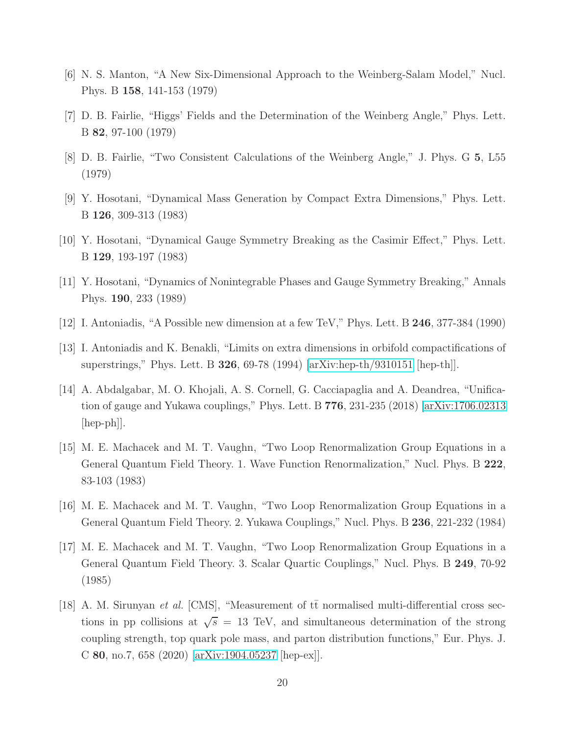[6] N. S. Manton, "A New Six-Dimensional Approach to the Weinberg-Salam Model," Nucl. Phys. B **158**, 141-153 (1979)

[7] D. B. Fairlie, "Higgs' Fields and the Determination of the Weinberg Angle," Phys. Lett. B **82**, 97-100 (1979)

[8] D. B. Fairlie, "Two Consistent Calculations of the Weinberg Angle," J. Phys. G **5**, L55 (1979)

[9] Y. Hosotani, "Dynamical Mass Generation by Compact Extra Dimensions," Phys. Lett. B **126**, 309-313 (1983)

[10] Y. Hosotani, "Dynamical Gauge Symmetry Breaking as the Casimir Effect," Phys. Lett. B **129**, 193-197 (1983)

[11] Y. Hosotani, "Dynamics of Nonintegrable Phases and Gauge Symmetry Breaking," Annals Phys. **190**, 233 (1989)

[12] I. Antoniadis, "A Possible new dimension at a few TeV," Phys. Lett. B **246**, 377-384 (1990)

[13] I. Antoniadis and K. Benakli, "Limits on extra dimensions in orbifold compactifications of superstrings," Phys. Lett. B **326**, 69-78 (1994) [arXiv:hep-th/9310151 [hep-th]].

[14] A. Abdalgabar, M. O. Khojali, A. S. Cornell, G. Cacciapaglia and A. Deandrea, "Unification of gauge and Yukawa couplings," Phys. Lett. B **776**, 231-235 (2018) [arXiv:1706.02313 [hep-ph]].

[15] M. E. Machacek and M. T. Vaughn, "Two Loop Renormalization Group Equations in a General Quantum Field Theory. 1. Wave Function Renormalization," Nucl. Phys. B **222**, 83-103 (1983)

[16] M. E. Machacek and M. T. Vaughn, "Two Loop Renormalization Group Equations in a General Quantum Field Theory. 2. Yukawa Couplings," Nucl. Phys. B **236**, 221-232 (1984)

[17] M. E. Machacek and M. T. Vaughn, "Two Loop Renormalization Group Equations in a General Quantum Field Theory. 3. Scalar Quartic Couplings," Nucl. Phys. B **249**, 70-92 (1985)

[18] A. M. Sirunyan *et al.* [CMS], "Measurement of $t\bar{t}$ normalised multi-differential cross sections in pp collisions at $\sqrt{s} = 13$ TeV, and simultaneous determination of the strong coupling strength, top quark pole mass, and parton distribution functions," Eur. Phys. J. C **80**, no.7, 658 (2020) [arXiv:1904.05237 [hep-ex]].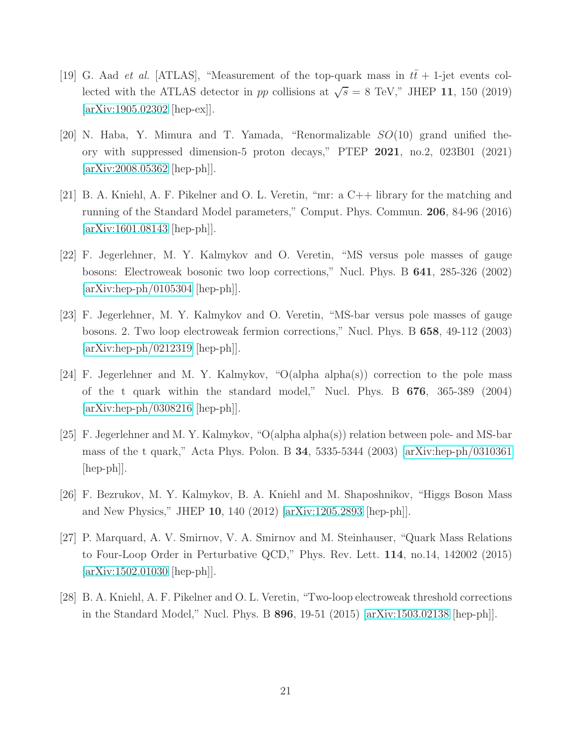[19] G. Aad *et al.* [ATLAS], "Measurement of the top-quark mass in $t\bar{t}$ + 1-jet events collected with the ATLAS detector in $pp$ collisions at $\sqrt{s}$ = 8 TeV," JHEP **11**, 150 (2019) [arXiv:1905.02302 [hep-ex]].

[20] N. Haba, Y. Mimura and T. Yamada, "Renormalizable $SO(10)$ grand unified theory with suppressed dimension-5 proton decays," PTEP **2021**, no.2, 023B01 (2021) [arXiv:2008.05362 [hep-ph]].

[21] B. A. Kniehl, A. F. Pikelner and O. L. Veretin, "mr: a C++ library for the matching and running of the Standard Model parameters," Comput. Phys. Commun. **206**, 84-96 (2016) [arXiv:1601.08143 [hep-ph]].

[22] F. Jegerlehner, M. Y. Kalmykov and O. Veretin, "MS versus pole masses of gauge bosons: Electroweak bosonic two loop corrections," Nucl. Phys. B **641**, 285-326 (2002) [arXiv:hep-ph/0105304 [hep-ph]].

[23] F. Jegerlehner, M. Y. Kalmykov and O. Veretin, "MS-bar versus pole masses of gauge bosons. 2. Two loop electroweak fermion corrections," Nucl. Phys. B **658**, 49-112 (2003) [arXiv:hep-ph/0212319 [hep-ph]].

[24] F. Jegerlehner and M. Y. Kalmykov, "O(alpha alpha(s)) correction to the pole mass of the t quark within the standard model," Nucl. Phys. B **676**, 365-389 (2004) [arXiv:hep-ph/0308216 [hep-ph]].

[25] F. Jegerlehner and M. Y. Kalmykov, "O(alpha alpha(s)) relation between pole- and MS-bar mass of the t quark," Acta Phys. Polon. B **34**, 5335-5344 (2003) [arXiv:hep-ph/0310361 [hep-ph]].

[26] F. Bezrukov, M. Y. Kalmykov, B. A. Kniehl and M. Shaposhnikov, "Higgs Boson Mass and New Physics," JHEP **10**, 140 (2012) [arXiv:1205.2893 [hep-ph]].

[27] P. Marquard, A. V. Smirnov, V. A. Smirnov and M. Steinhauser, "Quark Mass Relations to Four-Loop Order in Perturbative QCD," Phys. Rev. Lett. **114**, no.14, 142002 (2015) [arXiv:1502.01030 [hep-ph]].

[28] B. A. Kniehl, A. F. Pikelner and O. L. Veretin, "Two-loop electroweak threshold corrections in the Standard Model," Nucl. Phys. B **896**, 19-51 (2015) [arXiv:1503.02138 [hep-ph]].